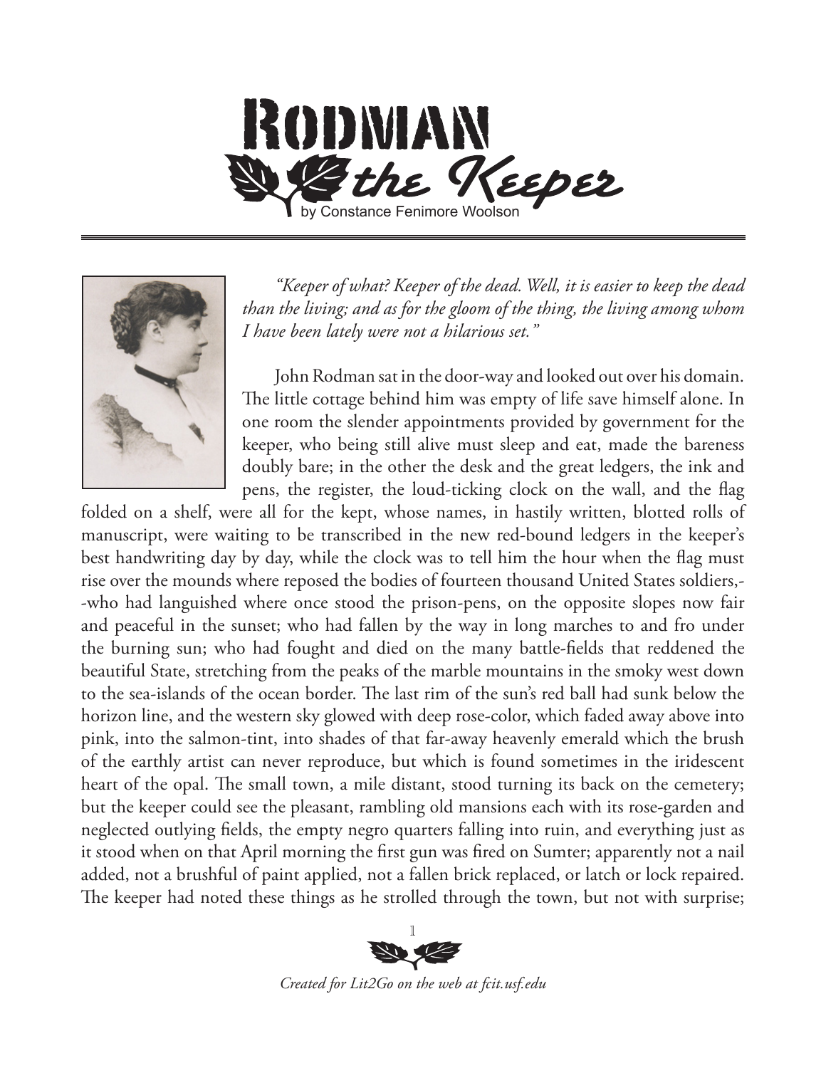# Rodman the Keeper

by Constance Fenimore Woolson

*"Keeper of what? Keeper of the dead. Well, it is easier to keep the dead than the living; and as for the gloom of the thing, the living among whom I have been lately were not a hilarious set."*

John Rodman sat in the door-way and looked out over his domain. The little cottage behind him was empty of life save himself alone. In one room the slender appointments provided by government for the keeper, who being still alive must sleep and eat, made the bareness doubly bare; in the other the desk and the great ledgers, the ink and pens, the register, the loud-ticking clock on the wall, and the flag folded on a shelf, were all for the kept, whose names, in hastily written, blotted rolls of manuscript, were waiting to be transcribed in the new red-bound ledgers in the keeper's best handwriting day by day, while the clock was to tell him the hour when the flag must rise over the mounds where reposed the bodies of fourteen thousand United States soldiers,--who had languished where once stood the prison-pens, on the opposite slopes now fair and peaceful in the sunset; who had fallen by the way in long marches to and fro under the burning sun; who had fought and died on the many battle-fields that reddened the beautiful State, stretching from the peaks of the marble mountains in the smoky west down to the sea-islands of the ocean border. The last rim of the sun's red ball had sunk below the horizon line, and the western sky glowed with deep rose-color, which faded away above into pink, into the salmon-tint, into shades of that far-away heavenly emerald which the brush of the earthly artist can never reproduce, but which is found sometimes in the iridescent heart of the opal. The small town, a mile distant, stood turning its back on the cemetery; but the keeper could see the pleasant, rambling old mansions each with its rose-garden and neglected outlying fields, the empty negro quarters falling into ruin, and everything just as it stood when on that April morning the first gun was fired on Sumter; apparently not a nail added, not a brushful of paint applied, not a fallen brick replaced, or latch or lock repaired. The keeper had noted these things as he strolled through the town, but not with surprise;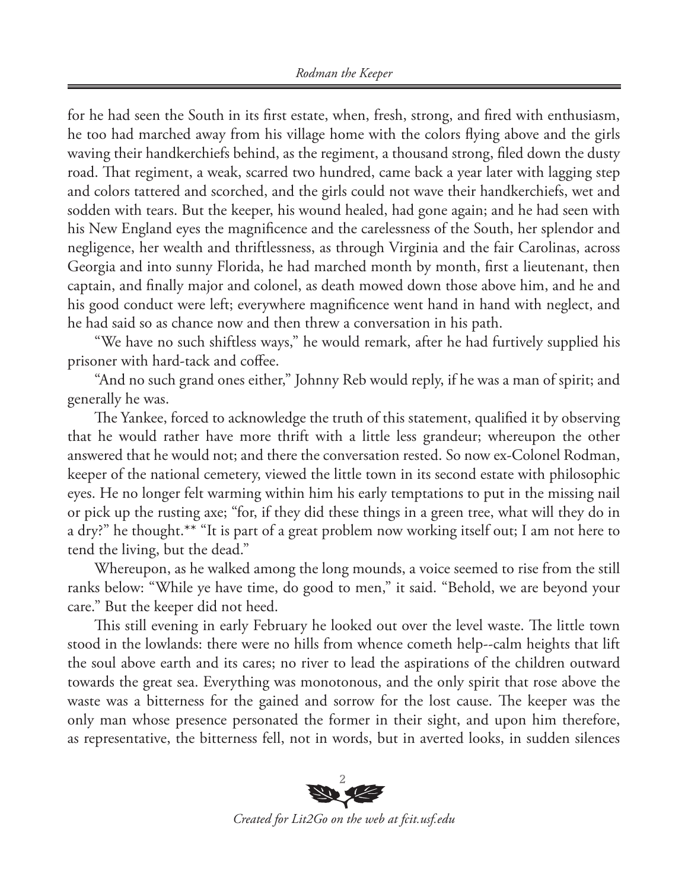for he had seen the South in its first estate, when, fresh, strong, and fired with enthusiasm, he too had marched away from his village home with the colors flying above and the girls waving their handkerchiefs behind, as the regiment, a thousand strong, filed down the dusty road. That regiment, a weak, scarred two hundred, came back a year later with lagging step and colors tattered and scorched, and the girls could not wave their handkerchiefs, wet and sodden with tears. But the keeper, his wound healed, had gone again; and he had seen with his New England eyes the magnificence and the carelessness of the South, her splendor and negligence, her wealth and thriftlessness, as through Virginia and the fair Carolinas, across Georgia and into sunny Florida, he had marched month by month, first a lieutenant, then captain, and finally major and colonel, as death mowed down those above him, and he and his good conduct were left; everywhere magnificence went hand in hand with neglect, and he had said so as chance now and then threw a conversation in his path.

"We have no such shiftless ways," he would remark, after he had furtively supplied his prisoner with hard-tack and coffee.

"And no such grand ones either," Johnny Reb would reply, if he was a man of spirit; and generally he was.

The Yankee, forced to acknowledge the truth of this statement, qualified it by observing that he would rather have more thrift with a little less grandeur; whereupon the other answered that he would not; and there the conversation rested. So now ex-Colonel Rodman, keeper of the national cemetery, viewed the little town in its second estate with philosophic eyes. He no longer felt warming within him his early temptations to put in the missing nail or pick up the rusting axe; "for, if they did these things in a green tree, what will they do in a dry?" he thought.** "It is part of a great problem now working itself out; I am not here to tend the living, but the dead."

Whereupon, as he walked among the long mounds, a voice seemed to rise from the still ranks below: "While ye have time, do good to men," it said. "Behold, we are beyond your care." But the keeper did not heed.

This still evening in early February he looked out over the level waste. The little town stood in the lowlands: there were no hills from whence cometh help--calm heights that lift the soul above earth and its cares; no river to lead the aspirations of the children outward towards the great sea. Everything was monotonous, and the only spirit that rose above the waste was a bitterness for the gained and sorrow for the lost cause. The keeper was the only man whose presence personated the former in their sight, and upon him therefore, as representative, the bitterness fell, not in words, but in averted looks, in sudden silences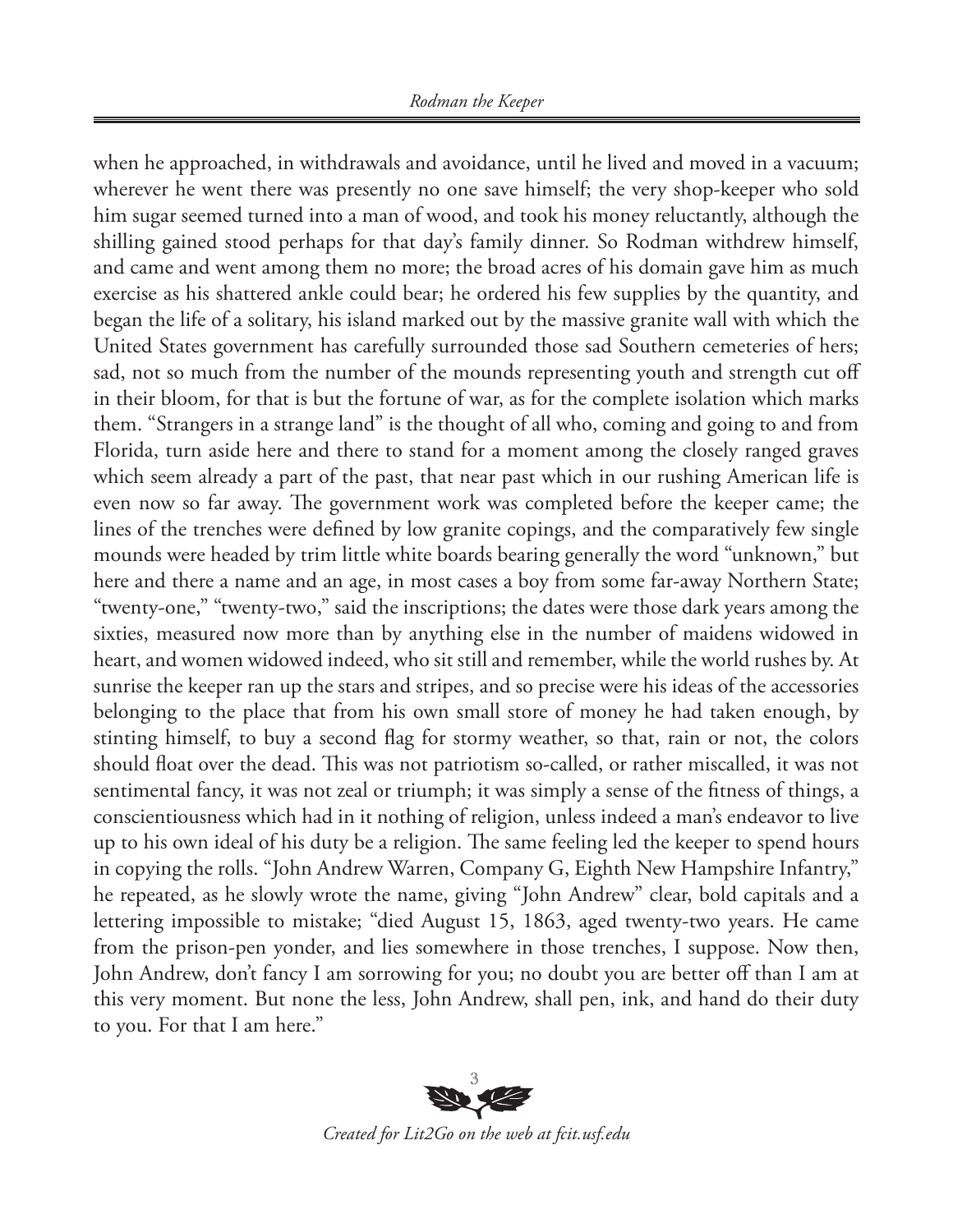when he approached, in withdrawals and avoidance, until he lived and moved in a vacuum; wherever he went there was presently no one save himself; the very shop-keeper who sold him sugar seemed turned into a man of wood, and took his money reluctantly, although the shilling gained stood perhaps for that day's family dinner. So Rodman withdrew himself, and came and went among them no more; the broad acres of his domain gave him as much exercise as his shattered ankle could bear; he ordered his few supplies by the quantity, and began the life of a solitary, his island marked out by the massive granite wall with which the United States government has carefully surrounded those sad Southern cemeteries of hers; sad, not so much from the number of the mounds representing youth and strength cut off in their bloom, for that is but the fortune of war, as for the complete isolation which marks them. "Strangers in a strange land" is the thought of all who, coming and going to and from Florida, turn aside here and there to stand for a moment among the closely ranged graves which seem already a part of the past, that near past which in our rushing American life is even now so far away. The government work was completed before the keeper came; the lines of the trenches were defined by low granite copings, and the comparatively few single mounds were headed by trim little white boards bearing generally the word "unknown," but here and there a name and an age, in most cases a boy from some far-away Northern State; "twenty-one," "twenty-two," said the inscriptions; the dates were those dark years among the sixties, measured now more than by anything else in the number of maidens widowed in heart, and women widowed indeed, who sit still and remember, while the world rushes by. At sunrise the keeper ran up the stars and stripes, and so precise were his ideas of the accessories belonging to the place that from his own small store of money he had taken enough, by stinting himself, to buy a second flag for stormy weather, so that, rain or not, the colors should float over the dead. This was not patriotism so-called, or rather miscalled, it was not sentimental fancy, it was not zeal or triumph; it was simply a sense of the fitness of things, a conscientiousness which had in it nothing of religion, unless indeed a man's endeavor to live up to his own ideal of his duty be a religion. The same feeling led the keeper to spend hours in copying the rolls. "John Andrew Warren, Company G, Eighth New Hampshire Infantry," he repeated, as he slowly wrote the name, giving "John Andrew" clear, bold capitals and a lettering impossible to mistake; "died August 15, 1863, aged twenty-two years. He came from the prison-pen yonder, and lies somewhere in those trenches, I suppose. Now then, John Andrew, don't fancy I am sorrowing for you; no doubt you are better off than I am at this very moment. But none the less, John Andrew, shall pen, ink, and hand do their duty to you. For that I am here."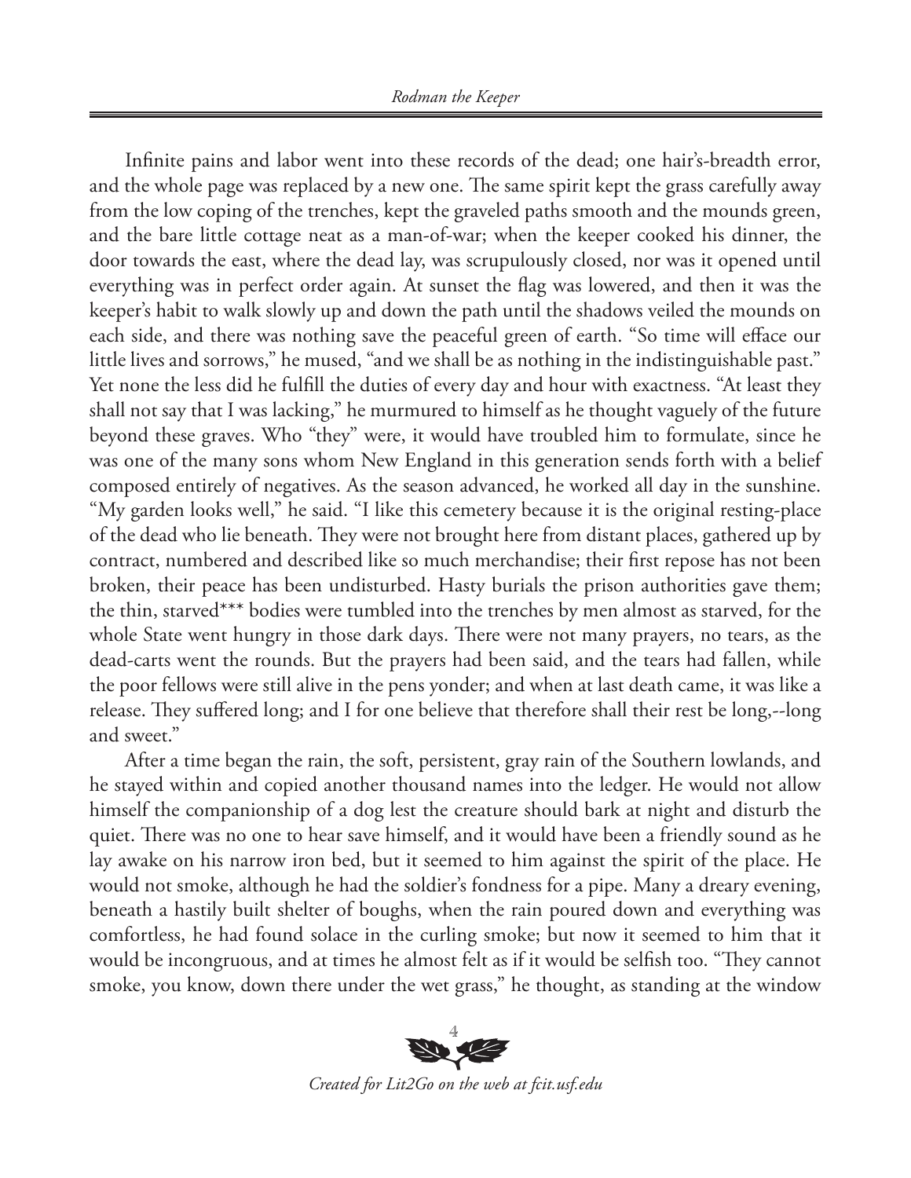Infinite pains and labor went into these records of the dead; one hair's-breadth error, and the whole page was replaced by a new one. The same spirit kept the grass carefully away from the low coping of the trenches, kept the graveled paths smooth and the mounds green, and the bare little cottage neat as a man-of-war; when the keeper cooked his dinner, the door towards the east, where the dead lay, was scrupulously closed, nor was it opened until everything was in perfect order again. At sunset the flag was lowered, and then it was the keeper's habit to walk slowly up and down the path until the shadows veiled the mounds on each side, and there was nothing save the peaceful green of earth. "So time will efface our little lives and sorrows," he mused, "and we shall be as nothing in the indistinguishable past." Yet none the less did he fulfill the duties of every day and hour with exactness. "At least they shall not say that I was lacking," he murmured to himself as he thought vaguely of the future beyond these graves. Who "they" were, it would have troubled him to formulate, since he was one of the many sons whom New England in this generation sends forth with a belief composed entirely of negatives. As the season advanced, he worked all day in the sunshine. "My garden looks well," he said. "I like this cemetery because it is the original resting-place of the dead who lie beneath. They were not brought here from distant places, gathered up by contract, numbered and described like so much merchandise; their first repose has not been broken, their peace has been undisturbed. Hasty burials the prison authorities gave them; the thin, starved*** bodies were tumbled into the trenches by men almost as starved, for the whole State went hungry in those dark days. There were not many prayers, no tears, as the dead-carts went the rounds. But the prayers had been said, and the tears had fallen, while the poor fellows were still alive in the pens yonder; and when at last death came, it was like a release. They suffered long; and I for one believe that therefore shall their rest be long,--long and sweet."

After a time began the rain, the soft, persistent, gray rain of the Southern lowlands, and he stayed within and copied another thousand names into the ledger. He would not allow himself the companionship of a dog lest the creature should bark at night and disturb the quiet. There was no one to hear save himself, and it would have been a friendly sound as he lay awake on his narrow iron bed, but it seemed to him against the spirit of the place. He would not smoke, although he had the soldier's fondness for a pipe. Many a dreary evening, beneath a hastily built shelter of boughs, when the rain poured down and everything was comfortless, he had found solace in the curling smoke; but now it seemed to him that it would be incongruous, and at times he almost felt as if it would be selfish too. "They cannot smoke, you know, down there under the wet grass," he thought, as standing at the window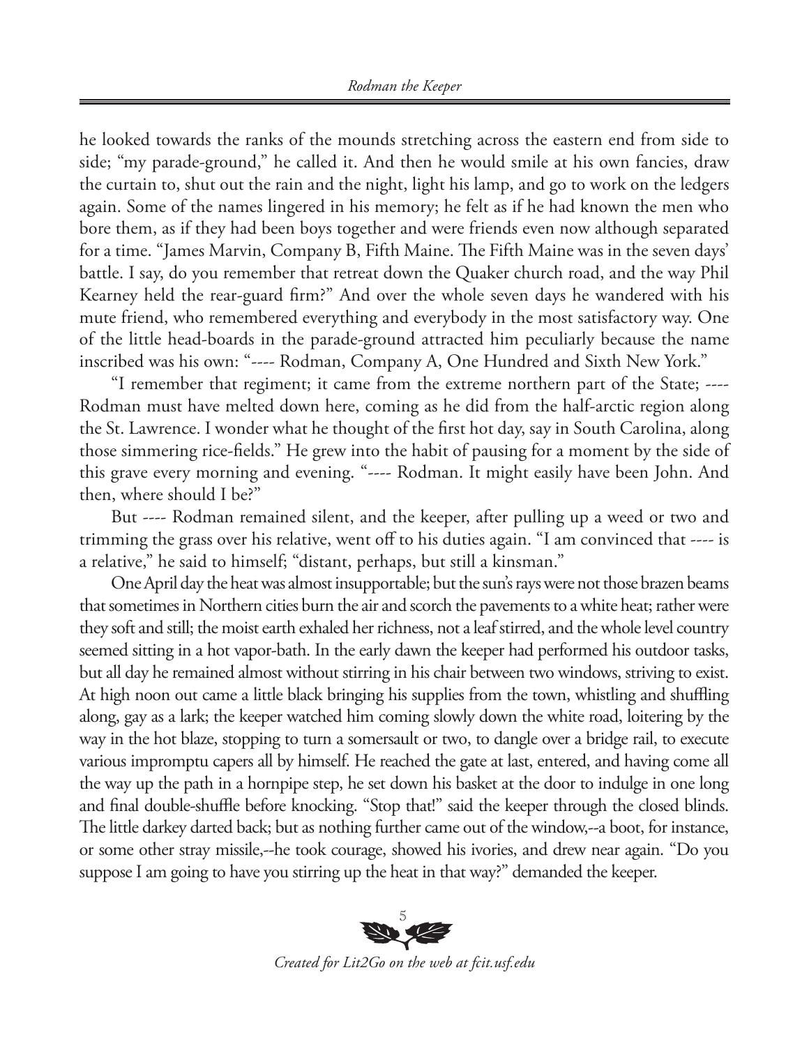he looked towards the ranks of the mounds stretching across the eastern end from side to side; "my parade-ground," he called it. And then he would smile at his own fancies, draw the curtain to, shut out the rain and the night, light his lamp, and go to work on the ledgers again. Some of the names lingered in his memory; he felt as if he had known the men who bore them, as if they had been boys together and were friends even now although separated for a time. "James Marvin, Company B, Fifth Maine. The Fifth Maine was in the seven days' battle. I say, do you remember that retreat down the Quaker church road, and the way Phil Kearney held the rear-guard firm?" And over the whole seven days he wandered with his mute friend, who remembered everything and everybody in the most satisfactory way. One of the little head-boards in the parade-ground attracted him peculiarly because the name inscribed was his own: "---- Rodman, Company A, One Hundred and Sixth New York."

"I remember that regiment; it came from the extreme northern part of the State; ---- Rodman must have melted down here, coming as he did from the half-arctic region along the St. Lawrence. I wonder what he thought of the first hot day, say in South Carolina, along those simmering rice-fields." He grew into the habit of pausing for a moment by the side of this grave every morning and evening. "---- Rodman. It might easily have been John. And then, where should I be?"

But ---- Rodman remained silent, and the keeper, after pulling up a weed or two and trimming the grass over his relative, went off to his duties again. "I am convinced that ---- is a relative," he said to himself; "distant, perhaps, but still a kinsman."

One April day the heat was almost insupportable; but the sun's rays were not those brazen beams that sometimes in Northern cities burn the air and scorch the pavements to a white heat; rather were they soft and still; the moist earth exhaled her richness, not a leaf stirred, and the whole level country seemed sitting in a hot vapor-bath. In the early dawn the keeper had performed his outdoor tasks, but all day he remained almost without stirring in his chair between two windows, striving to exist. At high noon out came a little black bringing his supplies from the town, whistling and shuffling along, gay as a lark; the keeper watched him coming slowly down the white road, loitering by the way in the hot blaze, stopping to turn a somersault or two, to dangle over a bridge rail, to execute various impromptu capers all by himself. He reached the gate at last, entered, and having come all the way up the path in a hornpipe step, he set down his basket at the door to indulge in one long and final double-shuffle before knocking. "Stop that!" said the keeper through the closed blinds. The little darkey darted back; but as nothing further came out of the window,--a boot, for instance, or some other stray missile,--he took courage, showed his ivories, and drew near again. "Do you suppose I am going to have you stirring up the heat in that way?" demanded the keeper.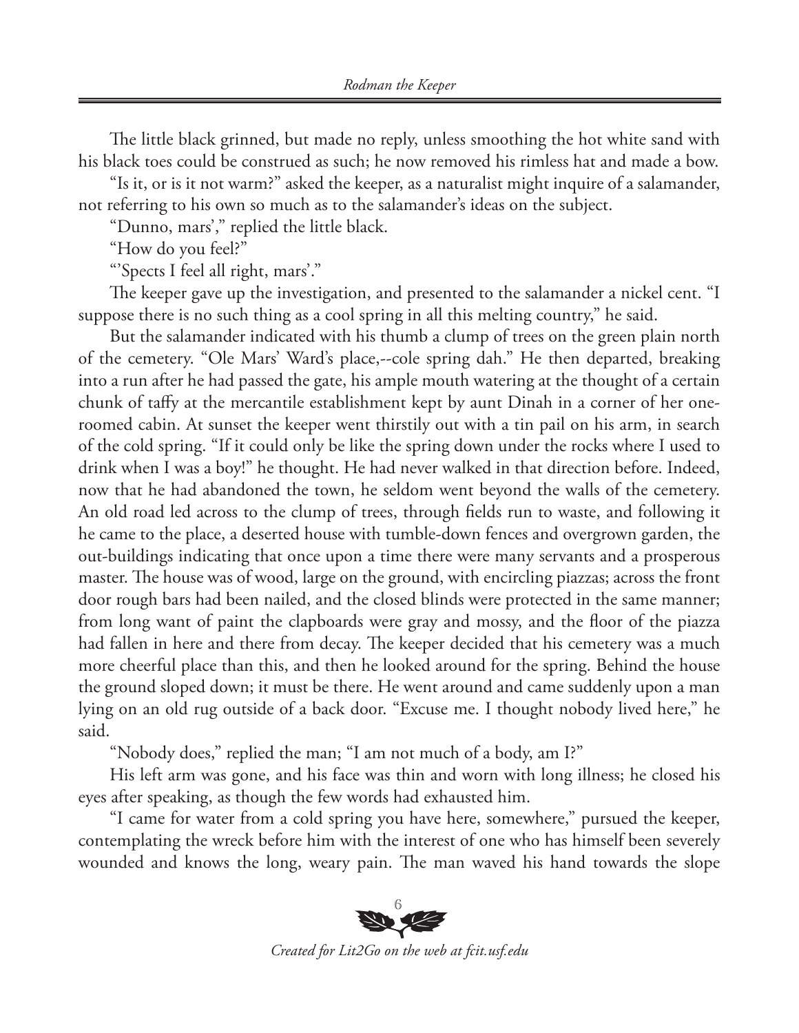The little black grinned, but made no reply, unless smoothing the hot white sand with his black toes could be construed as such; he now removed his rimless hat and made a bow.

"Is it, or is it not warm?" asked the keeper, as a naturalist might inquire of a salamander, not referring to his own so much as to the salamander's ideas on the subject.

"Dunno, mars'," replied the little black.

"How do you feel?"

"'Spects I feel all right, mars'."

The keeper gave up the investigation, and presented to the salamander a nickel cent. "I suppose there is no such thing as a cool spring in all this melting country," he said.

But the salamander indicated with his thumb a clump of trees on the green plain north of the cemetery. "Ole Mars' Ward's place,--cole spring dah." He then departed, breaking into a run after he had passed the gate, his ample mouth watering at the thought of a certain chunk of taffy at the mercantile establishment kept by aunt Dinah in a corner of her one-roomed cabin. At sunset the keeper went thirstily out with a tin pail on his arm, in search of the cold spring. "If it could only be like the spring down under the rocks where I used to drink when I was a boy!" he thought. He had never walked in that direction before. Indeed, now that he had abandoned the town, he seldom went beyond the walls of the cemetery. An old road led across to the clump of trees, through fields run to waste, and following it he came to the place, a deserted house with tumble-down fences and overgrown garden, the out-buildings indicating that once upon a time there were many servants and a prosperous master. The house was of wood, large on the ground, with encircling piazzas; across the front door rough bars had been nailed, and the closed blinds were protected in the same manner; from long want of paint the clapboards were gray and mossy, and the floor of the piazza had fallen in here and there from decay. The keeper decided that his cemetery was a much more cheerful place than this, and then he looked around for the spring. Behind the house the ground sloped down; it must be there. He went around and came suddenly upon a man lying on an old rug outside of a back door. "Excuse me. I thought nobody lived here," he said.

"Nobody does," replied the man; "I am not much of a body, am I?"

His left arm was gone, and his face was thin and worn with long illness; he closed his eyes after speaking, as though the few words had exhausted him.

"I came for water from a cold spring you have here, somewhere," pursued the keeper, contemplating the wreck before him with the interest of one who has himself been severely wounded and knows the long, weary pain. The man waved his hand towards the slope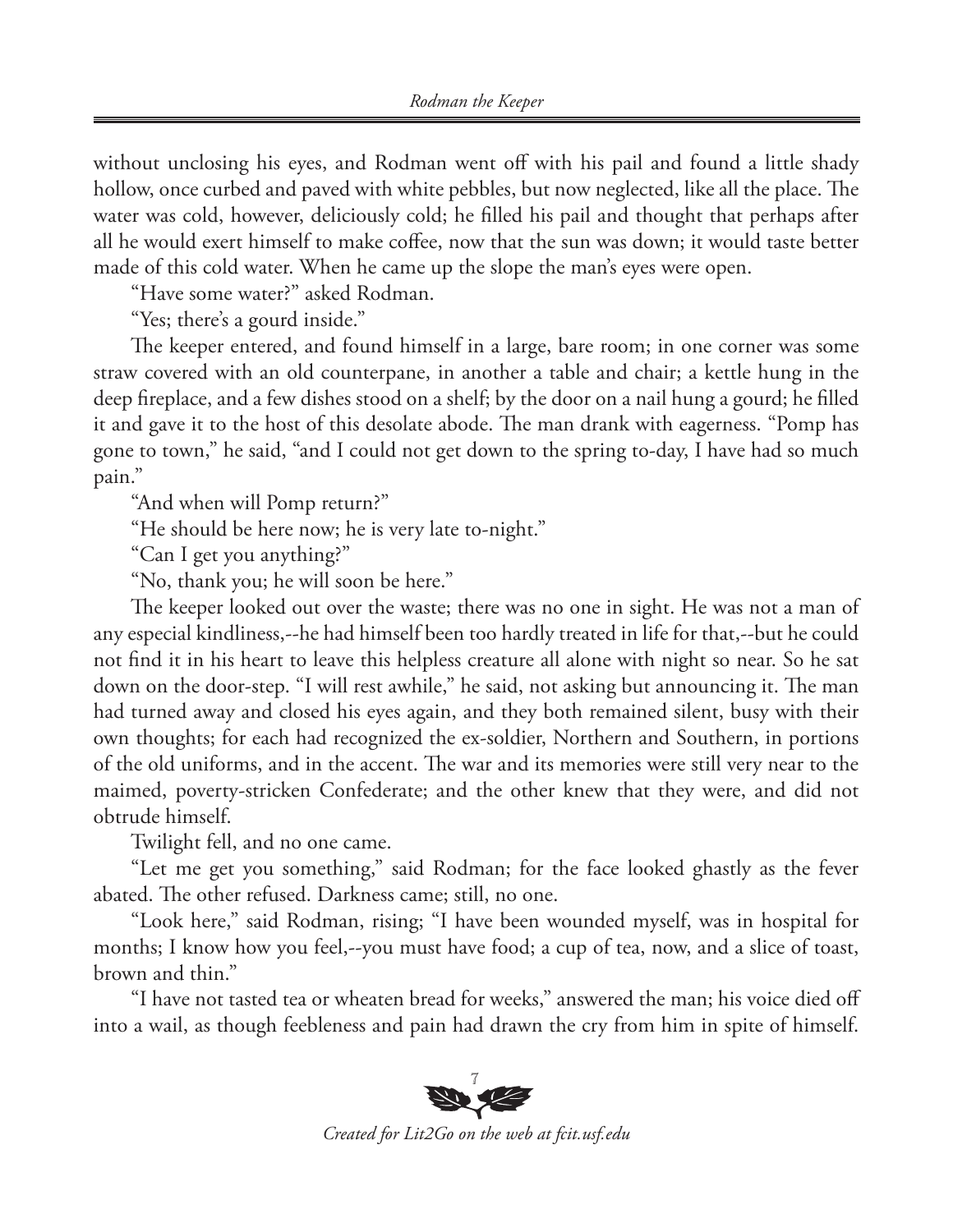without unclosing his eyes, and Rodman went off with his pail and found a little shady hollow, once curbed and paved with white pebbles, but now neglected, like all the place. The water was cold, however, deliciously cold; he filled his pail and thought that perhaps after all he would exert himself to make coffee, now that the sun was down; it would taste better made of this cold water. When he came up the slope the man's eyes were open.

"Have some water?" asked Rodman.

"Yes; there's a gourd inside."

The keeper entered, and found himself in a large, bare room; in one corner was some straw covered with an old counterpane, in another a table and chair; a kettle hung in the deep fireplace, and a few dishes stood on a shelf; by the door on a nail hung a gourd; he filled it and gave it to the host of this desolate abode. The man drank with eagerness. "Pomp has gone to town," he said, "and I could not get down to the spring to-day, I have had so much pain."

"And when will Pomp return?"

"He should be here now; he is very late to-night."

"Can I get you anything?"

"No, thank you; he will soon be here."

The keeper looked out over the waste; there was no one in sight. He was not a man of any especial kindliness,--he had himself been too hardly treated in life for that,--but he could not find it in his heart to leave this helpless creature all alone with night so near. So he sat down on the door-step. "I will rest awhile," he said, not asking but announcing it. The man had turned away and closed his eyes again, and they both remained silent, busy with their own thoughts; for each had recognized the ex-soldier, Northern and Southern, in portions of the old uniforms, and in the accent. The war and its memories were still very near to the maimed, poverty-stricken Confederate; and the other knew that they were, and did not obtrude himself.

Twilight fell, and no one came.

"Let me get you something," said Rodman; for the face looked ghastly as the fever abated. The other refused. Darkness came; still, no one.

"Look here," said Rodman, rising; "I have been wounded myself, was in hospital for months; I know how you feel,--you must have food; a cup of tea, now, and a slice of toast, brown and thin."

"I have not tasted tea or wheaten bread for weeks," answered the man; his voice died off into a wail, as though feebleness and pain had drawn the cry from him in spite of himself.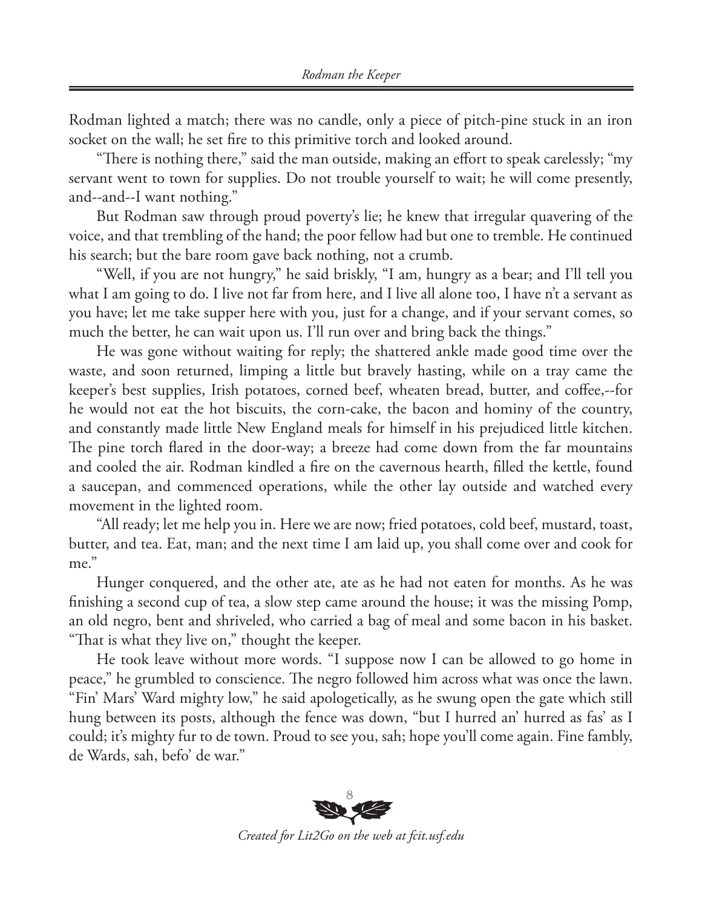Rodman lighted a match; there was no candle, only a piece of pitch-pine stuck in an iron socket on the wall; he set fire to this primitive torch and looked around.

"There is nothing there," said the man outside, making an effort to speak carelessly; "my servant went to town for supplies. Do not trouble yourself to wait; he will come presently, and--and--I want nothing."

But Rodman saw through proud poverty's lie; he knew that irregular quavering of the voice, and that trembling of the hand; the poor fellow had but one to tremble. He continued his search; but the bare room gave back nothing, not a crumb.

"Well, if you are not hungry," he said briskly, "I am, hungry as a bear; and I'll tell you what I am going to do. I live not far from here, and I live all alone too, I have n't a servant as you have; let me take supper here with you, just for a change, and if your servant comes, so much the better, he can wait upon us. I'll run over and bring back the things."

He was gone without waiting for reply; the shattered ankle made good time over the waste, and soon returned, limping a little but bravely hasting, while on a tray came the keeper's best supplies, Irish potatoes, corned beef, wheaten bread, butter, and coffee,--for he would not eat the hot biscuits, the corn-cake, the bacon and hominy of the country, and constantly made little New England meals for himself in his prejudiced little kitchen. The pine torch flared in the door-way; a breeze had come down from the far mountains and cooled the air. Rodman kindled a fire on the cavernous hearth, filled the kettle, found a saucepan, and commenced operations, while the other lay outside and watched every movement in the lighted room.

"All ready; let me help you in. Here we are now; fried potatoes, cold beef, mustard, toast, butter, and tea. Eat, man; and the next time I am laid up, you shall come over and cook for me."

Hunger conquered, and the other ate, ate as he had not eaten for months. As he was finishing a second cup of tea, a slow step came around the house; it was the missing Pomp, an old negro, bent and shriveled, who carried a bag of meal and some bacon in his basket. "That is what they live on," thought the keeper.

He took leave without more words. "I suppose now I can be allowed to go home in peace," he grumbled to conscience. The negro followed him across what was once the lawn. "Fin' Mars' Ward mighty low," he said apologetically, as he swung open the gate which still hung between its posts, although the fence was down, "but I hurred an' hurred as fas' as I could; it's mighty fur to de town. Proud to see you, sah; hope you'll come again. Fine fambly, de Wards, sah, befo' de war."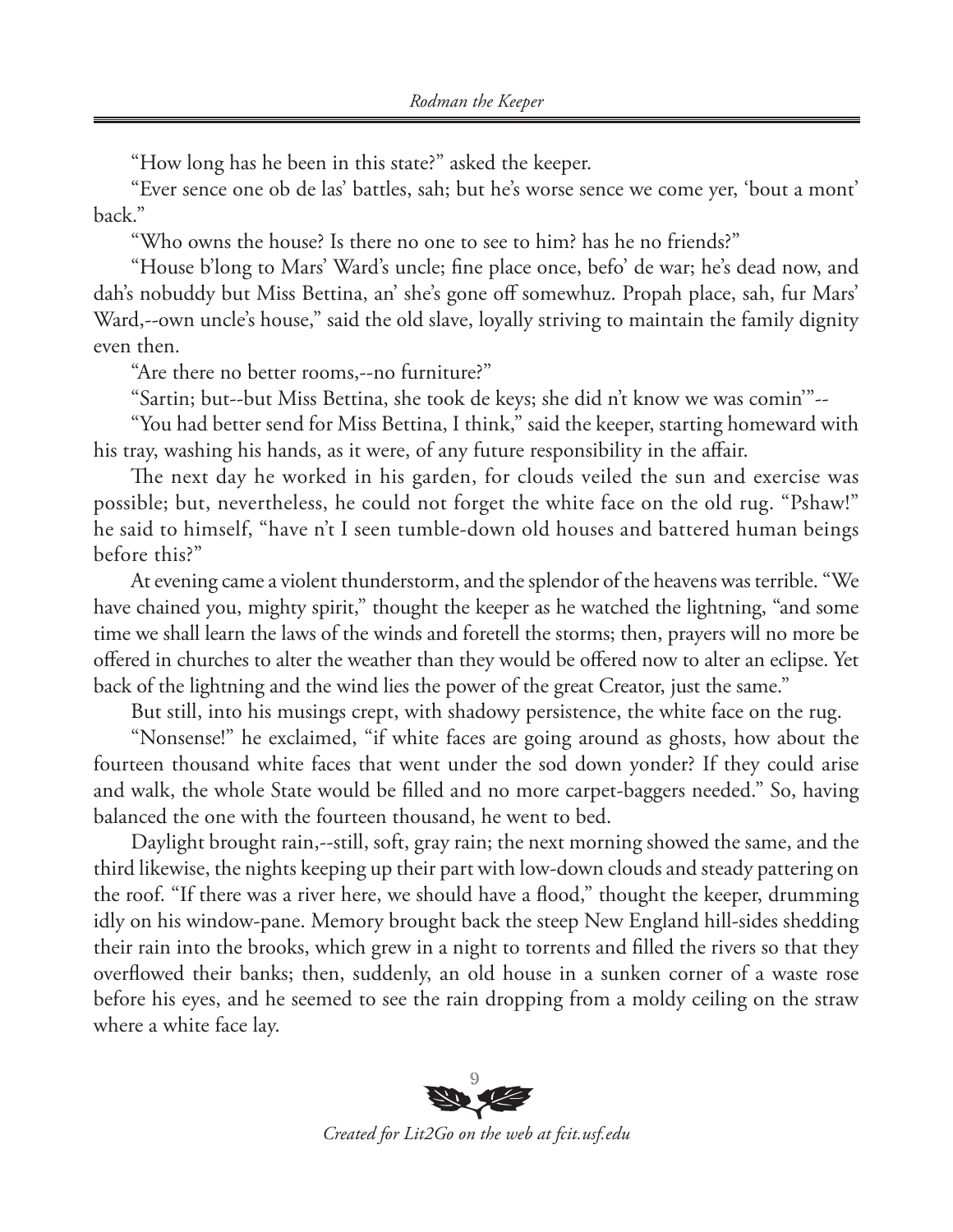"How long has he been in this state?" asked the keeper.

"Ever sence one ob de las' battles, sah; but he's worse sence we come yer, 'bout a mont' back."

"Who owns the house? Is there no one to see to him? has he no friends?"

"House b'long to Mars' Ward's uncle; fine place once, befo' de war; he's dead now, and dah's nobuddy but Miss Bettina, an' she's gone off somewhuz. Propah place, sah, fur Mars' Ward,--own uncle's house," said the old slave, loyally striving to maintain the family dignity even then.

"Are there no better rooms,--no furniture?"

"Sartin; but--but Miss Bettina, she took de keys; she did n't know we was comin'"--

"You had better send for Miss Bettina, I think," said the keeper, starting homeward with his tray, washing his hands, as it were, of any future responsibility in the affair.

The next day he worked in his garden, for clouds veiled the sun and exercise was possible; but, nevertheless, he could not forget the white face on the old rug. "Pshaw!" he said to himself, "have n't I seen tumble-down old houses and battered human beings before this?"

At evening came a violent thunderstorm, and the splendor of the heavens was terrible. "We have chained you, mighty spirit," thought the keeper as he watched the lightning, "and some time we shall learn the laws of the winds and foretell the storms; then, prayers will no more be offered in churches to alter the weather than they would be offered now to alter an eclipse. Yet back of the lightning and the wind lies the power of the great Creator, just the same."

But still, into his musings crept, with shadowy persistence, the white face on the rug.

"Nonsense!" he exclaimed, "if white faces are going around as ghosts, how about the fourteen thousand white faces that went under the sod down yonder? If they could arise and walk, the whole State would be filled and no more carpet-baggers needed." So, having balanced the one with the fourteen thousand, he went to bed.

Daylight brought rain,--still, soft, gray rain; the next morning showed the same, and the third likewise, the nights keeping up their part with low-down clouds and steady pattering on the roof. "If there was a river here, we should have a flood," thought the keeper, drumming idly on his window-pane. Memory brought back the steep New England hill-sides shedding their rain into the brooks, which grew in a night to torrents and filled the rivers so that they overflowed their banks; then, suddenly, an old house in a sunken corner of a waste rose before his eyes, and he seemed to see the rain dropping from a moldy ceiling on the straw where a white face lay.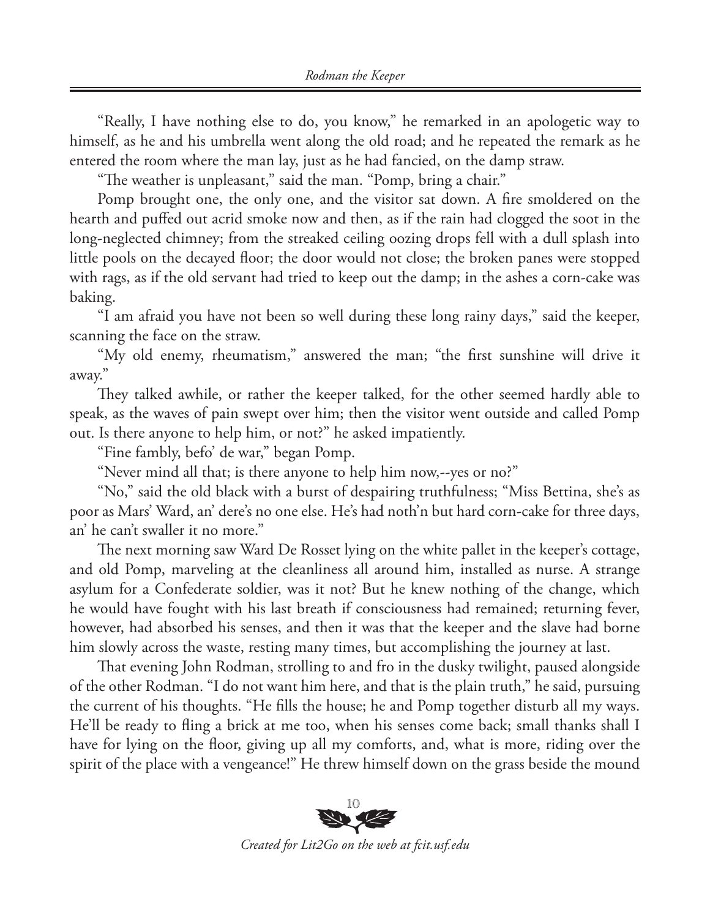"Really, I have nothing else to do, you know," he remarked in an apologetic way to himself, as he and his umbrella went along the old road; and he repeated the remark as he entered the room where the man lay, just as he had fancied, on the damp straw.

"The weather is unpleasant," said the man. "Pomp, bring a chair."

Pomp brought one, the only one, and the visitor sat down. A fire smoldered on the hearth and puffed out acrid smoke now and then, as if the rain had clogged the soot in the long-neglected chimney; from the streaked ceiling oozing drops fell with a dull splash into little pools on the decayed floor; the door would not close; the broken panes were stopped with rags, as if the old servant had tried to keep out the damp; in the ashes a corn-cake was baking.

"I am afraid you have not been so well during these long rainy days," said the keeper, scanning the face on the straw.

"My old enemy, rheumatism," answered the man; "the first sunshine will drive it away."

They talked awhile, or rather the keeper talked, for the other seemed hardly able to speak, as the waves of pain swept over him; then the visitor went outside and called Pomp out. Is there anyone to help him, or not?" he asked impatiently.

"Fine fambly, befo' de war," began Pomp.

"Never mind all that; is there anyone to help him now,--yes or no?"

"No," said the old black with a burst of despairing truthfulness; "Miss Bettina, she's as poor as Mars' Ward, an' dere's no one else. He's had noth'n but hard corn-cake for three days, an' he can't swaller it no more."

The next morning saw Ward De Rosset lying on the white pallet in the keeper's cottage, and old Pomp, marveling at the cleanliness all around him, installed as nurse. A strange asylum for a Confederate soldier, was it not? But he knew nothing of the change, which he would have fought with his last breath if consciousness had remained; returning fever, however, had absorbed his senses, and then it was that the keeper and the slave had borne him slowly across the waste, resting many times, but accomplishing the journey at last.

That evening John Rodman, strolling to and fro in the dusky twilight, paused alongside of the other Rodman. "I do not want him here, and that is the plain truth," he said, pursuing the current of his thoughts. "He fills the house; he and Pomp together disturb all my ways. He'll be ready to fling a brick at me too, when his senses come back; small thanks shall I have for lying on the floor, giving up all my comforts, and, what is more, riding over the spirit of the place with a vengeance!" He threw himself down on the grass beside the mound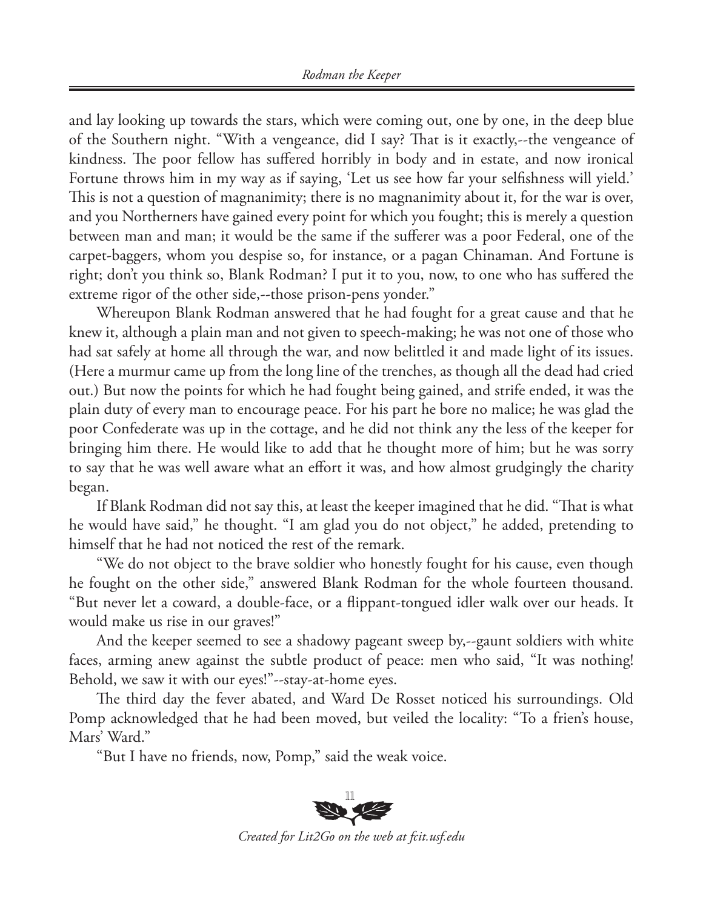and lay looking up towards the stars, which were coming out, one by one, in the deep blue of the Southern night. "With a vengeance, did I say? That is it exactly,--the vengeance of kindness. The poor fellow has suffered horribly in body and in estate, and now ironical Fortune throws him in my way as if saying, 'Let us see how far your selfishness will yield.' This is not a question of magnanimity; there is no magnanimity about it, for the war is over, and you Northerners have gained every point for which you fought; this is merely a question between man and man; it would be the same if the sufferer was a poor Federal, one of the carpet-baggers, whom you despise so, for instance, or a pagan Chinaman. And Fortune is right; don't you think so, Blank Rodman? I put it to you, now, to one who has suffered the extreme rigor of the other side,--those prison-pens yonder."

Whereupon Blank Rodman answered that he had fought for a great cause and that he knew it, although a plain man and not given to speech-making; he was not one of those who had sat safely at home all through the war, and now belittled it and made light of its issues. (Here a murmur came up from the long line of the trenches, as though all the dead had cried out.) But now the points for which he had fought being gained, and strife ended, it was the plain duty of every man to encourage peace. For his part he bore no malice; he was glad the poor Confederate was up in the cottage, and he did not think any the less of the keeper for bringing him there. He would like to add that he thought more of him; but he was sorry to say that he was well aware what an effort it was, and how almost grudgingly the charity began.

If Blank Rodman did not say this, at least the keeper imagined that he did. "That is what he would have said," he thought. "I am glad you do not object," he added, pretending to himself that he had not noticed the rest of the remark.

"We do not object to the brave soldier who honestly fought for his cause, even though he fought on the other side," answered Blank Rodman for the whole fourteen thousand. "But never let a coward, a double-face, or a flippant-tongued idler walk over our heads. It would make us rise in our graves!"

And the keeper seemed to see a shadowy pageant sweep by,--gaunt soldiers with white faces, arming anew against the subtle product of peace: men who said, "It was nothing! Behold, we saw it with our eyes!"--stay-at-home eyes.

The third day the fever abated, and Ward De Rosset noticed his surroundings. Old Pomp acknowledged that he had been moved, but veiled the locality: "To a frien's house, Mars' Ward."

"But I have no friends, now, Pomp," said the weak voice.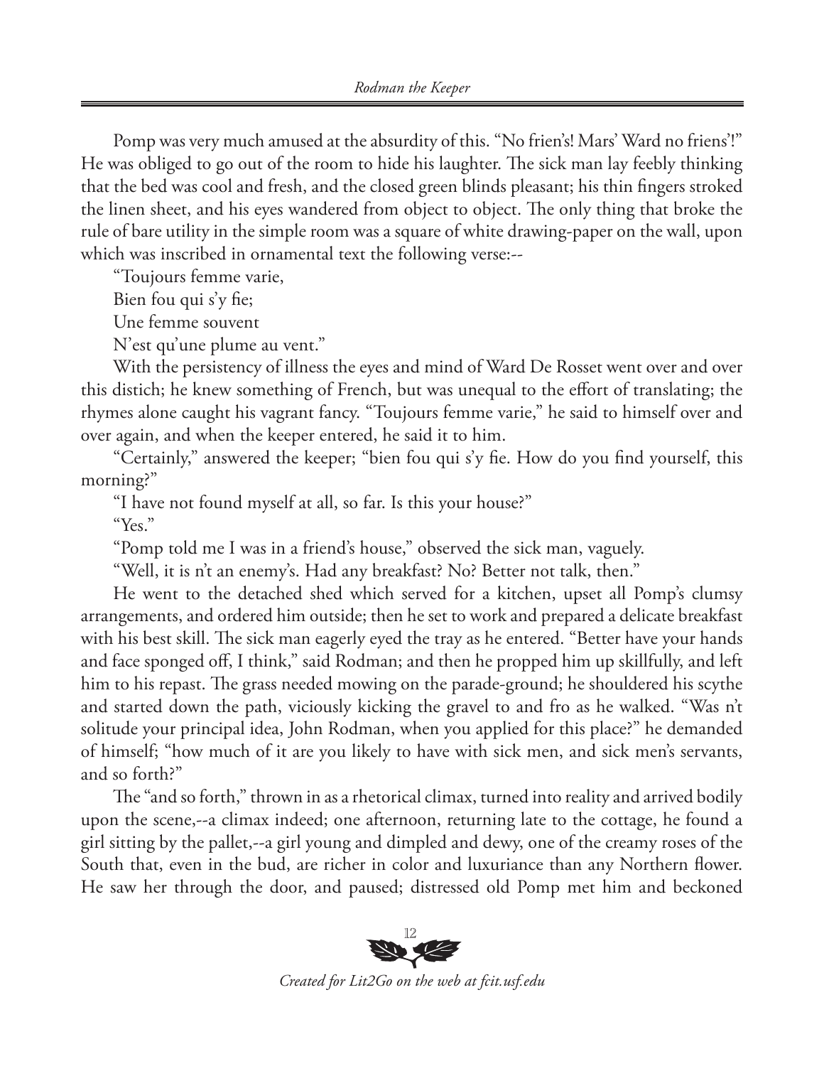Pomp was very much amused at the absurdity of this. "No frien's! Mars' Ward no friens'!" He was obliged to go out of the room to hide his laughter. The sick man lay feebly thinking that the bed was cool and fresh, and the closed green blinds pleasant; his thin fingers stroked the linen sheet, and his eyes wandered from object to object. The only thing that broke the rule of bare utility in the simple room was a square of white drawing-paper on the wall, upon which was inscribed in ornamental text the following verse:--

"Toujours femme varie,

Bien fou qui s'y fie;

Une femme souvent

N'est qu'une plume au vent."

With the persistency of illness the eyes and mind of Ward De Rosset went over and over this distich; he knew something of French, but was unequal to the effort of translating; the rhymes alone caught his vagrant fancy. "Toujours femme varie," he said to himself over and over again, and when the keeper entered, he said it to him.

"Certainly," answered the keeper; "bien fou qui s'y fie. How do you find yourself, this morning?"

"I have not found myself at all, so far. Is this your house?"

"Yes."

"Pomp told me I was in a friend's house," observed the sick man, vaguely.

"Well, it is n't an enemy's. Had any breakfast? No? Better not talk, then."

He went to the detached shed which served for a kitchen, upset all Pomp's clumsy arrangements, and ordered him outside; then he set to work and prepared a delicate breakfast with his best skill. The sick man eagerly eyed the tray as he entered. "Better have your hands and face sponged off, I think," said Rodman; and then he propped him up skillfully, and left him to his repast. The grass needed mowing on the parade-ground; he shouldered his scythe and started down the path, viciously kicking the gravel to and fro as he walked. "Was n't solitude your principal idea, John Rodman, when you applied for this place?" he demanded of himself; "how much of it are you likely to have with sick men, and sick men's servants, and so forth?"

The "and so forth," thrown in as a rhetorical climax, turned into reality and arrived bodily upon the scene,--a climax indeed; one afternoon, returning late to the cottage, he found a girl sitting by the pallet,--a girl young and dimpled and dewy, one of the creamy roses of the South that, even in the bud, are richer in color and luxuriance than any Northern flower. He saw her through the door, and paused; distressed old Pomp met him and beckoned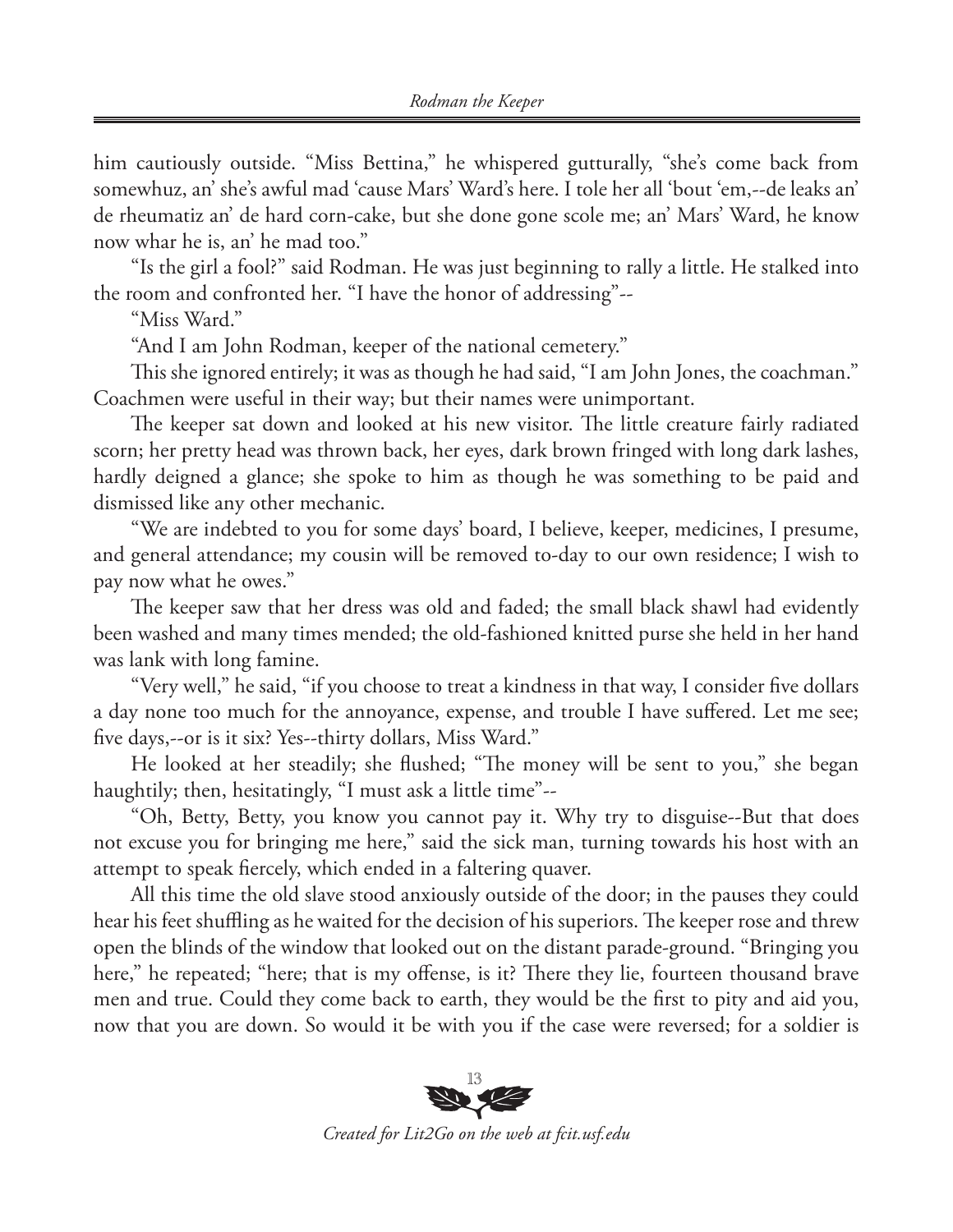him cautiously outside. "Miss Bettina," he whispered gutturally, "she's come back from somewhuz, an' she's awful mad 'cause Mars' Ward's here. I tole her all 'bout 'em,--de leaks an' de rheumatiz an' de hard corn-cake, but she done gone scole me; an' Mars' Ward, he know now whar he is, an' he mad too."

"Is the girl a fool?" said Rodman. He was just beginning to rally a little. He stalked into the room and confronted her. "I have the honor of addressing"--

"Miss Ward."

"And I am John Rodman, keeper of the national cemetery."

This she ignored entirely; it was as though he had said, "I am John Jones, the coachman." Coachmen were useful in their way; but their names were unimportant.

The keeper sat down and looked at his new visitor. The little creature fairly radiated scorn; her pretty head was thrown back, her eyes, dark brown fringed with long dark lashes, hardly deigned a glance; she spoke to him as though he was something to be paid and dismissed like any other mechanic.

"We are indebted to you for some days' board, I believe, keeper, medicines, I presume, and general attendance; my cousin will be removed to-day to our own residence; I wish to pay now what he owes."

The keeper saw that her dress was old and faded; the small black shawl had evidently been washed and many times mended; the old-fashioned knitted purse she held in her hand was lank with long famine.

"Very well," he said, "if you choose to treat a kindness in that way, I consider five dollars a day none too much for the annoyance, expense, and trouble I have suffered. Let me see; five days,--or is it six? Yes--thirty dollars, Miss Ward."

He looked at her steadily; she flushed; "The money will be sent to you," she began haughtily; then, hesitatingly, "I must ask a little time"--

"Oh, Betty, Betty, you know you cannot pay it. Why try to disguise--But that does not excuse you for bringing me here," said the sick man, turning towards his host with an attempt to speak fiercely, which ended in a faltering quaver.

All this time the old slave stood anxiously outside of the door; in the pauses they could hear his feet shuffling as he waited for the decision of his superiors. The keeper rose and threw open the blinds of the window that looked out on the distant parade-ground. "Bringing you here," he repeated; "here; that is my offense, is it? There they lie, fourteen thousand brave men and true. Could they come back to earth, they would be the first to pity and aid you, now that you are down. So would it be with you if the case were reversed; for a soldier is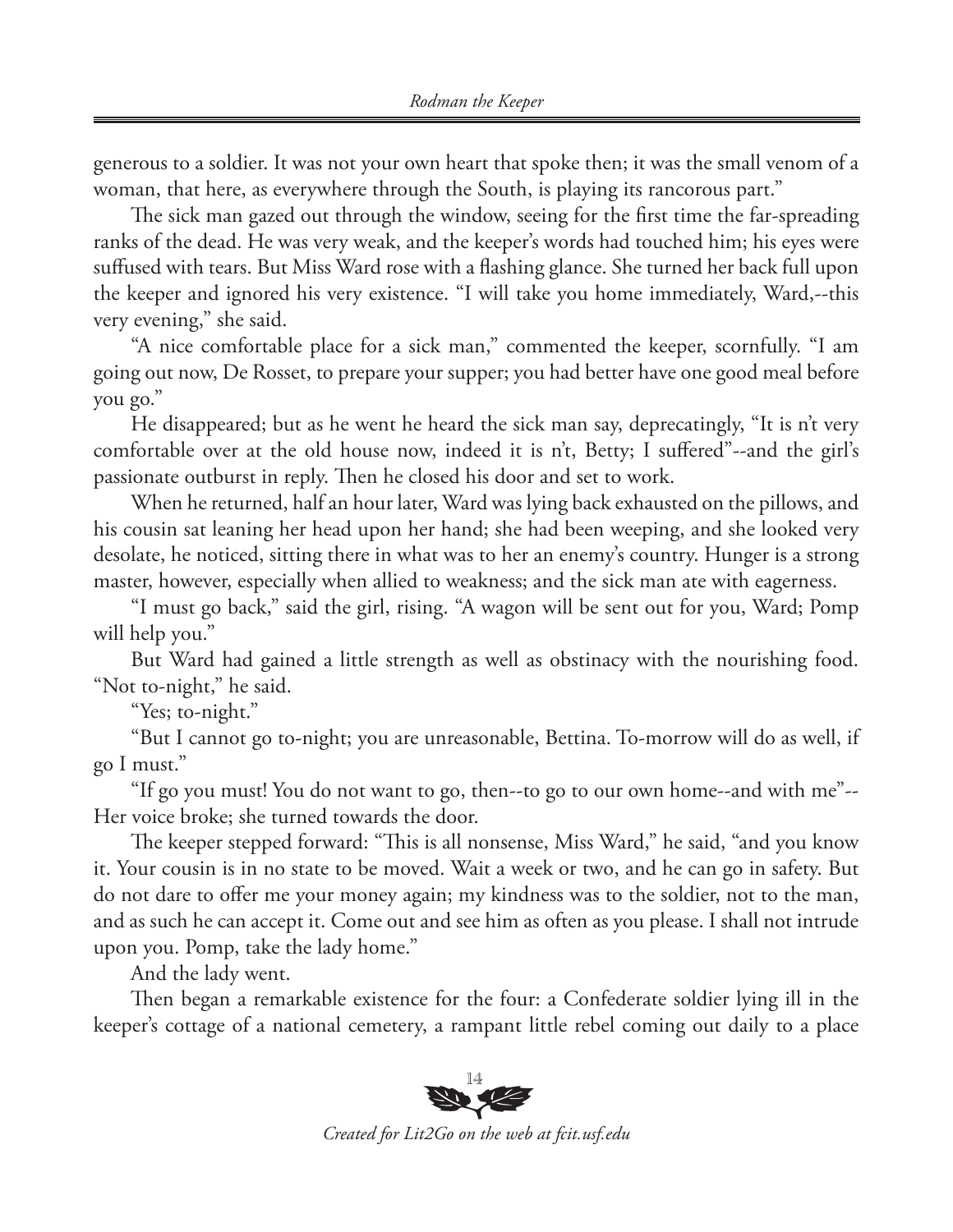generous to a soldier. It was not your own heart that spoke then; it was the small venom of a woman, that here, as everywhere through the South, is playing its rancorous part."

The sick man gazed out through the window, seeing for the first time the far-spreading ranks of the dead. He was very weak, and the keeper's words had touched him; his eyes were suffused with tears. But Miss Ward rose with a flashing glance. She turned her back full upon the keeper and ignored his very existence. "I will take you home immediately, Ward,--this very evening," she said.

"A nice comfortable place for a sick man," commented the keeper, scornfully. "I am going out now, De Rosset, to prepare your supper; you had better have one good meal before you go."

He disappeared; but as he went he heard the sick man say, deprecatingly, "It is n't very comfortable over at the old house now, indeed it is n't, Betty; I suffered"--and the girl's passionate outburst in reply. Then he closed his door and set to work.

When he returned, half an hour later, Ward was lying back exhausted on the pillows, and his cousin sat leaning her head upon her hand; she had been weeping, and she looked very desolate, he noticed, sitting there in what was to her an enemy's country. Hunger is a strong master, however, especially when allied to weakness; and the sick man ate with eagerness.

"I must go back," said the girl, rising. "A wagon will be sent out for you, Ward; Pomp will help you."

But Ward had gained a little strength as well as obstinacy with the nourishing food. "Not to-night," he said.

"Yes; to-night."

"But I cannot go to-night; you are unreasonable, Bettina. To-morrow will do as well, if go I must."

"If go you must! You do not want to go, then--to go to our own home--and with me"--Her voice broke; she turned towards the door.

The keeper stepped forward: "This is all nonsense, Miss Ward," he said, "and you know it. Your cousin is in no state to be moved. Wait a week or two, and he can go in safety. But do not dare to offer me your money again; my kindness was to the soldier, not to the man, and as such he can accept it. Come out and see him as often as you please. I shall not intrude upon you. Pomp, take the lady home."

And the lady went.

Then began a remarkable existence for the four: a Confederate soldier lying ill in the keeper's cottage of a national cemetery, a rampant little rebel coming out daily to a place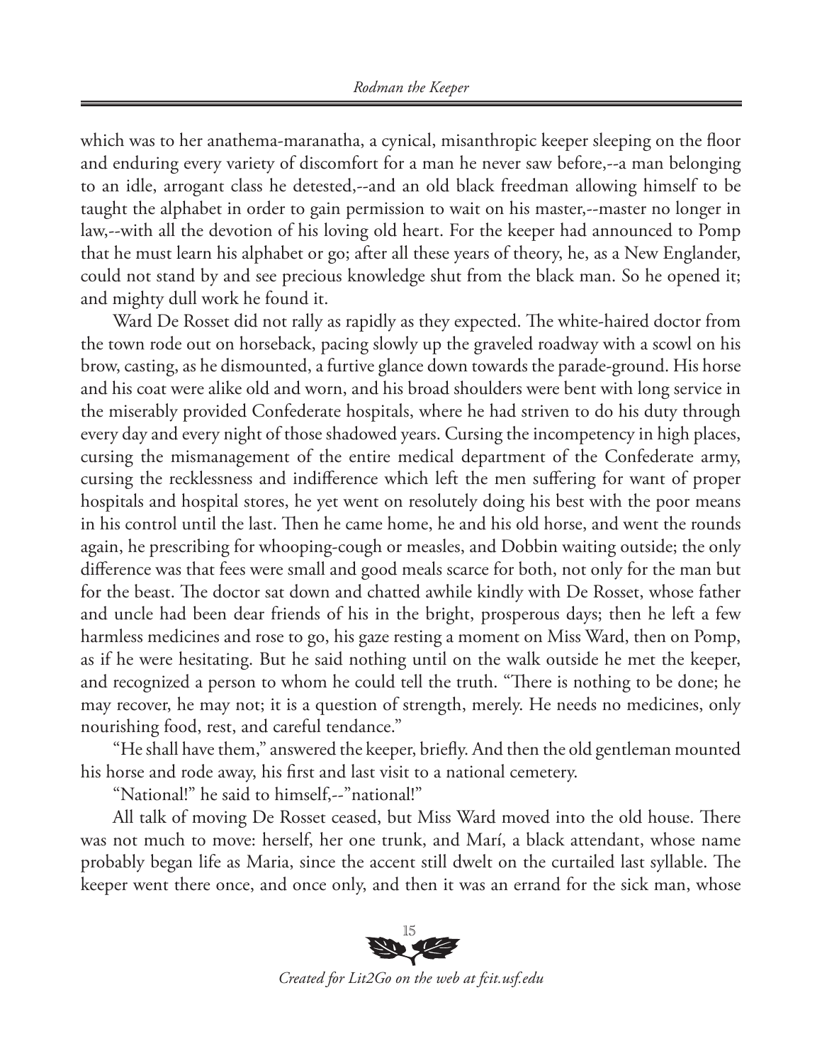which was to her anathema-maranatha, a cynical, misanthropic keeper sleeping on the floor and enduring every variety of discomfort for a man he never saw before,--a man belonging to an idle, arrogant class he detested,--and an old black freedman allowing himself to be taught the alphabet in order to gain permission to wait on his master,--master no longer in law,--with all the devotion of his loving old heart. For the keeper had announced to Pomp that he must learn his alphabet or go; after all these years of theory, he, as a New Englander, could not stand by and see precious knowledge shut from the black man. So he opened it; and mighty dull work he found it.

Ward De Rosset did not rally as rapidly as they expected. The white-haired doctor from the town rode out on horseback, pacing slowly up the graveled roadway with a scowl on his brow, casting, as he dismounted, a furtive glance down towards the parade-ground. His horse and his coat were alike old and worn, and his broad shoulders were bent with long service in the miserably provided Confederate hospitals, where he had striven to do his duty through every day and every night of those shadowed years. Cursing the incompetency in high places, cursing the mismanagement of the entire medical department of the Confederate army, cursing the recklessness and indifference which left the men suffering for want of proper hospitals and hospital stores, he yet went on resolutely doing his best with the poor means in his control until the last. Then he came home, he and his old horse, and went the rounds again, he prescribing for whooping-cough or measles, and Dobbin waiting outside; the only difference was that fees were small and good meals scarce for both, not only for the man but for the beast. The doctor sat down and chatted awhile kindly with De Rosset, whose father and uncle had been dear friends of his in the bright, prosperous days; then he left a few harmless medicines and rose to go, his gaze resting a moment on Miss Ward, then on Pomp, as if he were hesitating. But he said nothing until on the walk outside he met the keeper, and recognized a person to whom he could tell the truth. "There is nothing to be done; he may recover, he may not; it is a question of strength, merely. He needs no medicines, only nourishing food, rest, and careful tendance."

"He shall have them," answered the keeper, briefly. And then the old gentleman mounted his horse and rode away, his first and last visit to a national cemetery.

"National!" he said to himself,--"national!"

All talk of moving De Rosset ceased, but Miss Ward moved into the old house. There was not much to move: herself, her one trunk, and Marí, a black attendant, whose name probably began life as Maria, since the accent still dwelt on the curtailed last syllable. The keeper went there once, and once only, and then it was an errand for the sick man, whose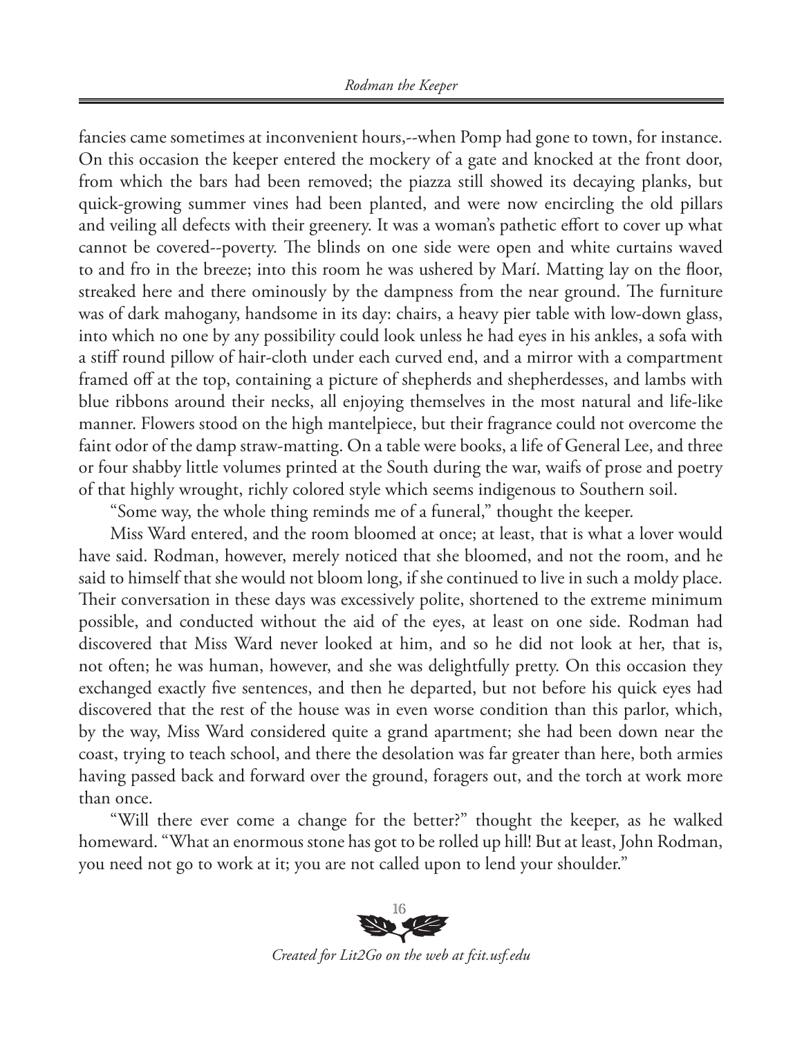fancies came sometimes at inconvenient hours,--when Pomp had gone to town, for instance. On this occasion the keeper entered the mockery of a gate and knocked at the front door, from which the bars had been removed; the piazza still showed its decaying planks, but quick-growing summer vines had been planted, and were now encircling the old pillars and veiling all defects with their greenery. It was a woman's pathetic effort to cover up what cannot be covered--poverty. The blinds on one side were open and white curtains waved to and fro in the breeze; into this room he was ushered by Marí. Matting lay on the floor, streaked here and there ominously by the dampness from the near ground. The furniture was of dark mahogany, handsome in its day: chairs, a heavy pier table with low-down glass, into which no one by any possibility could look unless he had eyes in his ankles, a sofa with a stiff round pillow of hair-cloth under each curved end, and a mirror with a compartment framed off at the top, containing a picture of shepherds and shepherdesses, and lambs with blue ribbons around their necks, all enjoying themselves in the most natural and life-like manner. Flowers stood on the high mantelpiece, but their fragrance could not overcome the faint odor of the damp straw-matting. On a table were books, a life of General Lee, and three or four shabby little volumes printed at the South during the war, waifs of prose and poetry of that highly wrought, richly colored style which seems indigenous to Southern soil.

"Some way, the whole thing reminds me of a funeral," thought the keeper.

Miss Ward entered, and the room bloomed at once; at least, that is what a lover would have said. Rodman, however, merely noticed that she bloomed, and not the room, and he said to himself that she would not bloom long, if she continued to live in such a moldy place. Their conversation in these days was excessively polite, shortened to the extreme minimum possible, and conducted without the aid of the eyes, at least on one side. Rodman had discovered that Miss Ward never looked at him, and so he did not look at her, that is, not often; he was human, however, and she was delightfully pretty. On this occasion they exchanged exactly five sentences, and then he departed, but not before his quick eyes had discovered that the rest of the house was in even worse condition than this parlor, which, by the way, Miss Ward considered quite a grand apartment; she had been down near the coast, trying to teach school, and there the desolation was far greater than here, both armies having passed back and forward over the ground, foragers out, and the torch at work more than once.

"Will there ever come a change for the better?" thought the keeper, as he walked homeward. "What an enormous stone has got to be rolled up hill! But at least, John Rodman, you need not go to work at it; you are not called upon to lend your shoulder."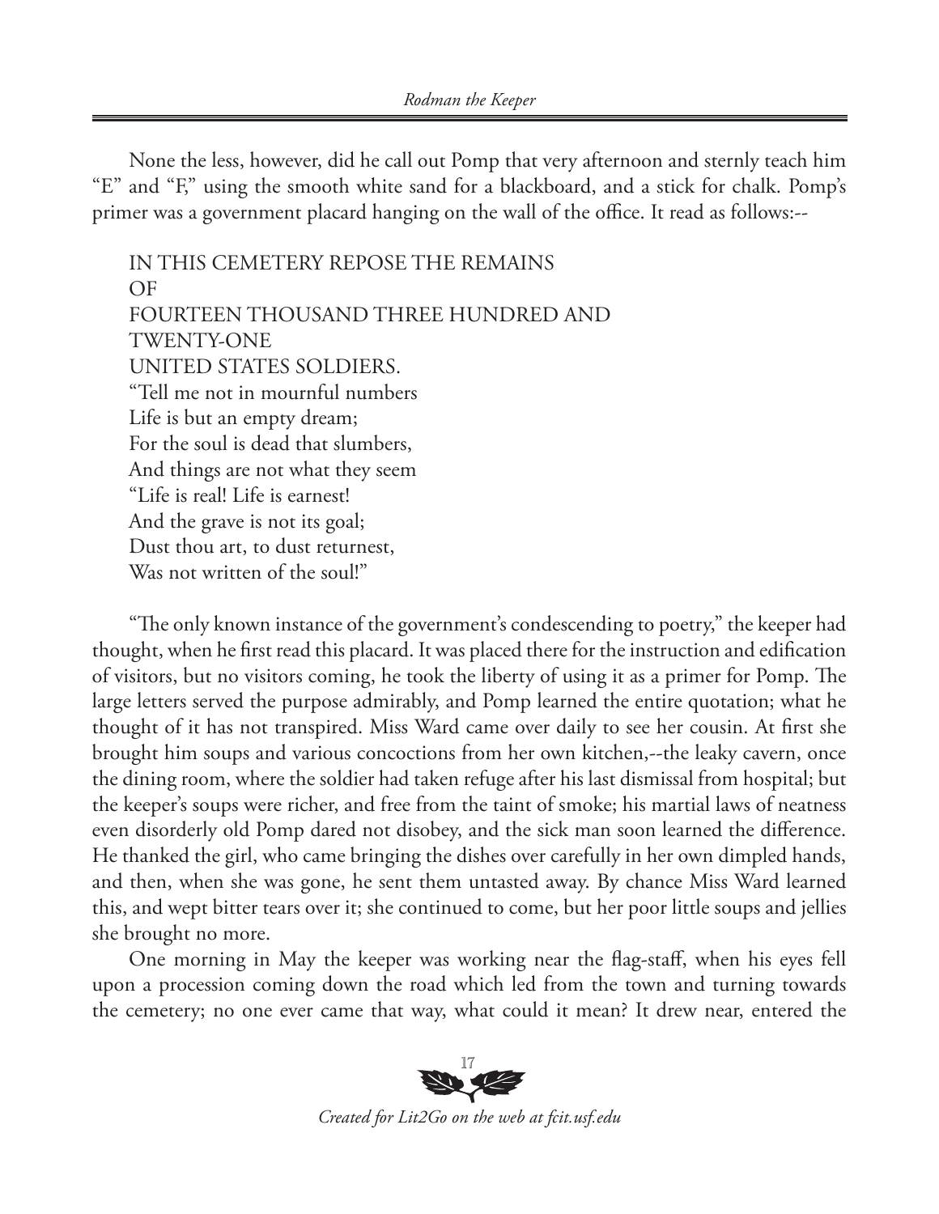None the less, however, did he call out Pomp that very afternoon and sternly teach him "E" and "F," using the smooth white sand for a blackboard, and a stick for chalk. Pomp's primer was a government placard hanging on the wall of the office. It read as follows:--

IN THIS CEMETERY REPOSE THE REMAINS  
OF  
FOURTEEN THOUSAND THREE HUNDRED AND  
TWENTY-ONE  
UNITED STATES SOLDIERS.  
"Tell me not in mournful numbers  
Life is but an empty dream;  
For the soul is dead that slumbers,  
And things are not what they seem  
"Life is real! Life is earnest!  
And the grave is not its goal;  
Dust thou art, to dust returnest,  
Was not written of the soul!"

"The only known instance of the government's condescending to poetry," the keeper had thought, when he first read this placard. It was placed there for the instruction and edification of visitors, but no visitors coming, he took the liberty of using it as a primer for Pomp. The large letters served the purpose admirably, and Pomp learned the entire quotation; what he thought of it has not transpired. Miss Ward came over daily to see her cousin. At first she brought him soups and various concoctions from her own kitchen,--the leaky cavern, once the dining room, where the soldier had taken refuge after his last dismissal from hospital; but the keeper's soups were richer, and free from the taint of smoke; his martial laws of neatness even disorderly old Pomp dared not disobey, and the sick man soon learned the difference. He thanked the girl, who came bringing the dishes over carefully in her own dimpled hands, and then, when she was gone, he sent them untasted away. By chance Miss Ward learned this, and wept bitter tears over it; she continued to come, but her poor little soups and jellies she brought no more.

One morning in May the keeper was working near the flag-staff, when his eyes fell upon a procession coming down the road which led from the town and turning towards the cemetery; no one ever came that way, what could it mean? It drew near, entered the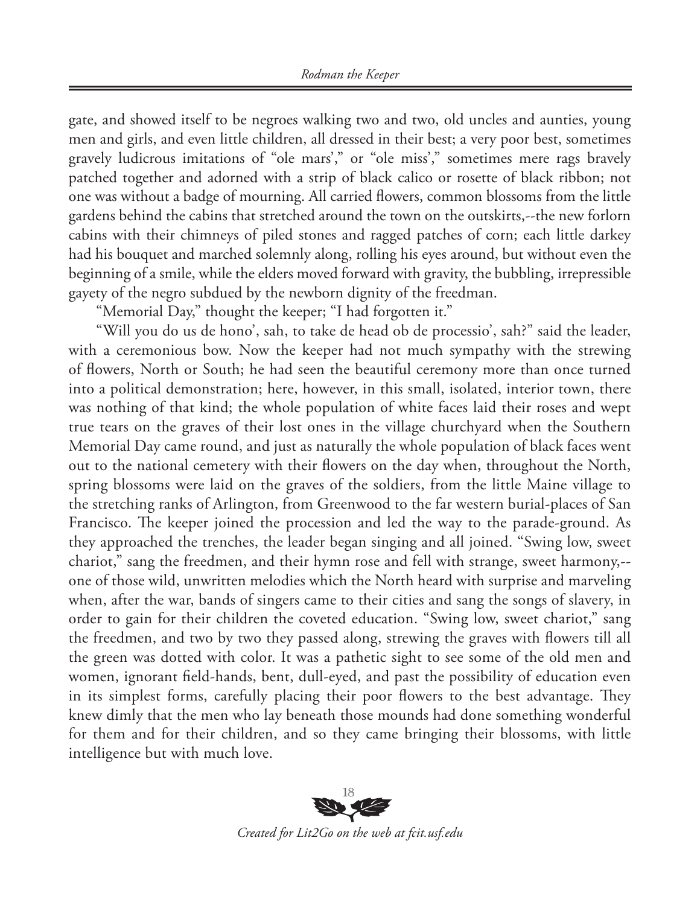gate, and showed itself to be negroes walking two and two, old uncles and aunties, young men and girls, and even little children, all dressed in their best; a very poor best, sometimes gravely ludicrous imitations of "ole mars'," or "ole miss'," sometimes mere rags bravely patched together and adorned with a strip of black calico or rosette of black ribbon; not one was without a badge of mourning. All carried flowers, common blossoms from the little gardens behind the cabins that stretched around the town on the outskirts,--the new forlorn cabins with their chimneys of piled stones and ragged patches of corn; each little darkey had his bouquet and marched solemnly along, rolling his eyes around, but without even the beginning of a smile, while the elders moved forward with gravity, the bubbling, irrepressible gayety of the negro subdued by the newborn dignity of the freedman.

"Memorial Day," thought the keeper; "I had forgotten it."

"Will you do us de hono', sah, to take de head ob de processio', sah?" said the leader, with a ceremonious bow. Now the keeper had not much sympathy with the strewing of flowers, North or South; he had seen the beautiful ceremony more than once turned into a political demonstration; here, however, in this small, isolated, interior town, there was nothing of that kind; the whole population of white faces laid their roses and wept true tears on the graves of their lost ones in the village churchyard when the Southern Memorial Day came round, and just as naturally the whole population of black faces went out to the national cemetery with their flowers on the day when, throughout the North, spring blossoms were laid on the graves of the soldiers, from the little Maine village to the stretching ranks of Arlington, from Greenwood to the far western burial-places of San Francisco. The keeper joined the procession and led the way to the parade-ground. As they approached the trenches, the leader began singing and all joined. "Swing low, sweet chariot," sang the freedmen, and their hymn rose and fell with strange, sweet harmony,--one of those wild, unwritten melodies which the North heard with surprise and marveling when, after the war, bands of singers came to their cities and sang the songs of slavery, in order to gain for their children the coveted education. "Swing low, sweet chariot," sang the freedmen, and two by two they passed along, strewing the graves with flowers till all the green was dotted with color. It was a pathetic sight to see some of the old men and women, ignorant field-hands, bent, dull-eyed, and past the possibility of education even in its simplest forms, carefully placing their poor flowers to the best advantage. They knew dimly that the men who lay beneath those mounds had done something wonderful for them and for their children, and so they came bringing their blossoms, with little intelligence but with much love.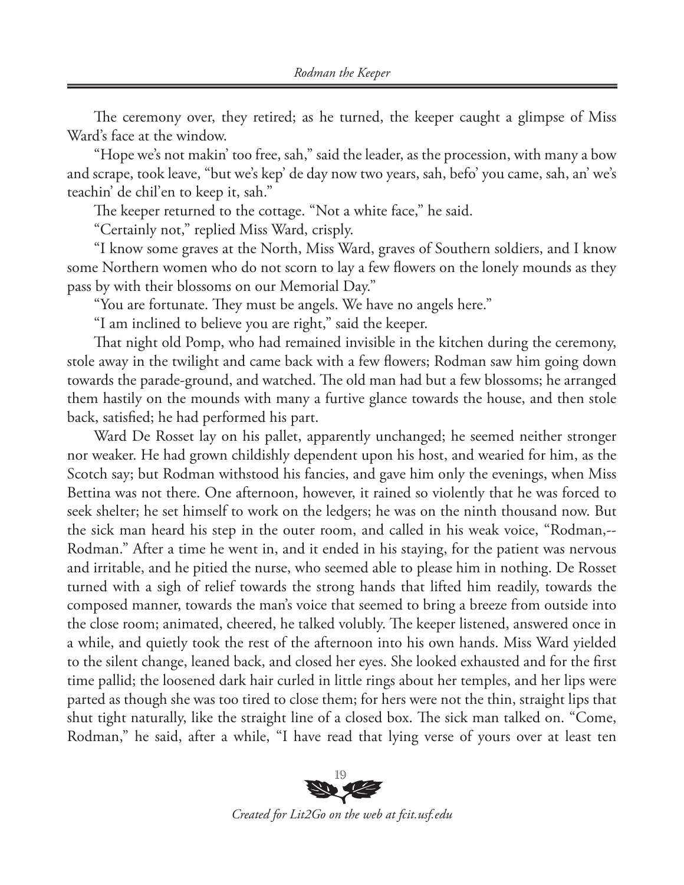The ceremony over, they retired; as he turned, the keeper caught a glimpse of Miss Ward's face at the window.

"Hope we's not makin' too free, sah," said the leader, as the procession, with many a bow and scrape, took leave, "but we's kep' de day now two years, sah, befo' you came, sah, an' we's teachin' de chil'en to keep it, sah."

The keeper returned to the cottage. "Not a white face," he said.

"Certainly not," replied Miss Ward, crisply.

"I know some graves at the North, Miss Ward, graves of Southern soldiers, and I know some Northern women who do not scorn to lay a few flowers on the lonely mounds as they pass by with their blossoms on our Memorial Day."

"You are fortunate. They must be angels. We have no angels here."

"I am inclined to believe you are right," said the keeper.

That night old Pomp, who had remained invisible in the kitchen during the ceremony, stole away in the twilight and came back with a few flowers; Rodman saw him going down towards the parade-ground, and watched. The old man had but a few blossoms; he arranged them hastily on the mounds with many a furtive glance towards the house, and then stole back, satisfied; he had performed his part.

Ward De Rosset lay on his pallet, apparently unchanged; he seemed neither stronger nor weaker. He had grown childishly dependent upon his host, and wearied for him, as the Scotch say; but Rodman withstood his fancies, and gave him only the evenings, when Miss Bettina was not there. One afternoon, however, it rained so violently that he was forced to seek shelter; he set himself to work on the ledgers; he was on the ninth thousand now. But the sick man heard his step in the outer room, and called in his weak voice, "Rodman,--Rodman." After a time he went in, and it ended in his staying, for the patient was nervous and irritable, and he pitied the nurse, who seemed able to please him in nothing. De Rosset turned with a sigh of relief towards the strong hands that lifted him readily, towards the composed manner, towards the man's voice that seemed to bring a breeze from outside into the close room; animated, cheered, he talked volubly. The keeper listened, answered once in a while, and quietly took the rest of the afternoon into his own hands. Miss Ward yielded to the silent change, leaned back, and closed her eyes. She looked exhausted and for the first time pallid; the loosened dark hair curled in little rings about her temples, and her lips were parted as though she was too tired to close them; for hers were not the thin, straight lips that shut tight naturally, like the straight line of a closed box. The sick man talked on. "Come, Rodman," he said, after a while, "I have read that lying verse of yours over at least ten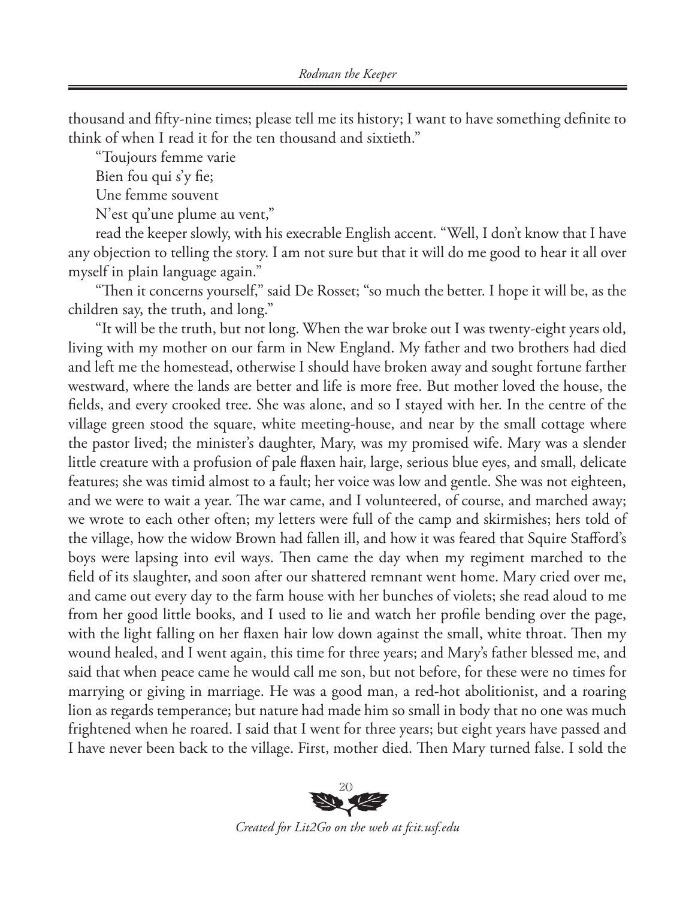thousand and fifty-nine times; please tell me its history; I want to have something definite to think of when I read it for the ten thousand and sixtieth."

"Toujours femme varie  
Bien fou qui s'y fie;  
Une femme souvent  
N'est qu'une plume au vent,"

read the keeper slowly, with his execrable English accent. "Well, I don't know that I have any objection to telling the story. I am not sure but that it will do me good to hear it all over myself in plain language again."

"Then it concerns yourself," said De Rosset; "so much the better. I hope it will be, as the children say, the truth, and long."

"It will be the truth, but not long. When the war broke out I was twenty-eight years old, living with my mother on our farm in New England. My father and two brothers had died and left me the homestead, otherwise I should have broken away and sought fortune farther westward, where the lands are better and life is more free. But mother loved the house, the fields, and every crooked tree. She was alone, and so I stayed with her. In the centre of the village green stood the square, white meeting-house, and near by the small cottage where the pastor lived; the minister's daughter, Mary, was my promised wife. Mary was a slender little creature with a profusion of pale flaxen hair, large, serious blue eyes, and small, delicate features; she was timid almost to a fault; her voice was low and gentle. She was not eighteen, and we were to wait a year. The war came, and I volunteered, of course, and marched away; we wrote to each other often; my letters were full of the camp and skirmishes; hers told of the village, how the widow Brown had fallen ill, and how it was feared that Squire Stafford's boys were lapsing into evil ways. Then came the day when my regiment marched to the field of its slaughter, and soon after our shattered remnant went home. Mary cried over me, and came out every day to the farm house with her bunches of violets; she read aloud to me from her good little books, and I used to lie and watch her profile bending over the page, with the light falling on her flaxen hair low down against the small, white throat. Then my wound healed, and I went again, this time for three years; and Mary's father blessed me, and said that when peace came he would call me son, but not before, for these were no times for marrying or giving in marriage. He was a good man, a red-hot abolitionist, and a roaring lion as regards temperance; but nature had made him so small in body that no one was much frightened when he roared. I said that I went for three years; but eight years have passed and I have never been back to the village. First, mother died. Then Mary turned false. I sold the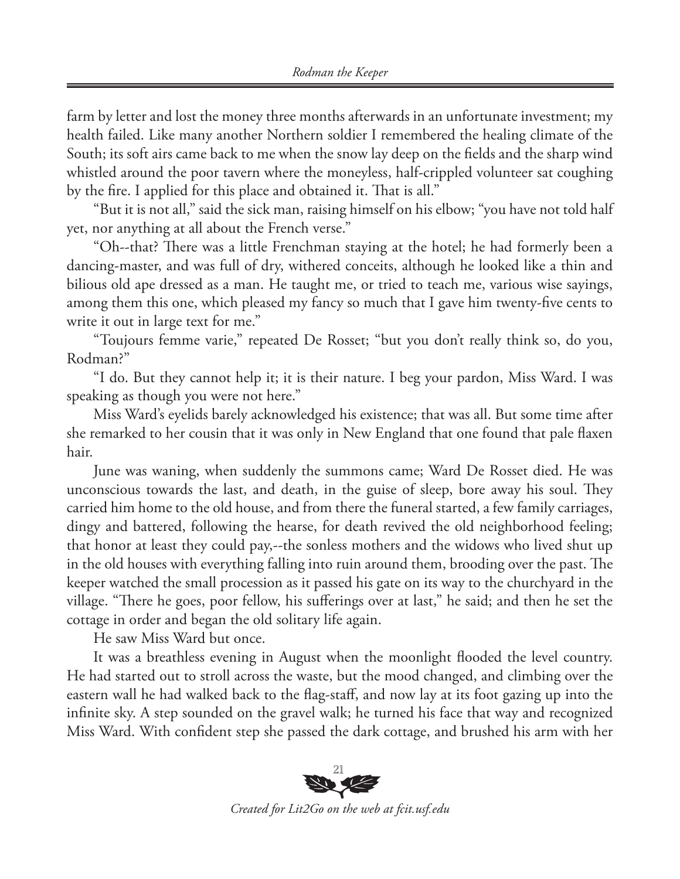farm by letter and lost the money three months afterwards in an unfortunate investment; my health failed. Like many another Northern soldier I remembered the healing climate of the South; its soft airs came back to me when the snow lay deep on the fields and the sharp wind whistled around the poor tavern where the moneyless, half-crippled volunteer sat coughing by the fire. I applied for this place and obtained it. That is all."

"But it is not all," said the sick man, raising himself on his elbow; "you have not told half yet, nor anything at all about the French verse."

"Oh--that? There was a little Frenchman staying at the hotel; he had formerly been a dancing-master, and was full of dry, withered conceits, although he looked like a thin and bilious old ape dressed as a man. He taught me, or tried to teach me, various wise sayings, among them this one, which pleased my fancy so much that I gave him twenty-five cents to write it out in large text for me."

"Toujours femme varie," repeated De Rosset; "but you don't really think so, do you, Rodman?"

"I do. But they cannot help it; it is their nature. I beg your pardon, Miss Ward. I was speaking as though you were not here."

Miss Ward's eyelids barely acknowledged his existence; that was all. But some time after she remarked to her cousin that it was only in New England that one found that pale flaxen hair.

June was waning, when suddenly the summons came; Ward De Rosset died. He was unconscious towards the last, and death, in the guise of sleep, bore away his soul. They carried him home to the old house, and from there the funeral started, a few family carriages, dingy and battered, following the hearse, for death revived the old neighborhood feeling; that honor at least they could pay,--the sonless mothers and the widows who lived shut up in the old houses with everything falling into ruin around them, brooding over the past. The keeper watched the small procession as it passed his gate on its way to the churchyard in the village. "There he goes, poor fellow, his sufferings over at last," he said; and then he set the cottage in order and began the old solitary life again.

He saw Miss Ward but once.

It was a breathless evening in August when the moonlight flooded the level country. He had started out to stroll across the waste, but the mood changed, and climbing over the eastern wall he had walked back to the flag-staff, and now lay at its foot gazing up into the infinite sky. A step sounded on the gravel walk; he turned his face that way and recognized Miss Ward. With confident step she passed the dark cottage, and brushed his arm with her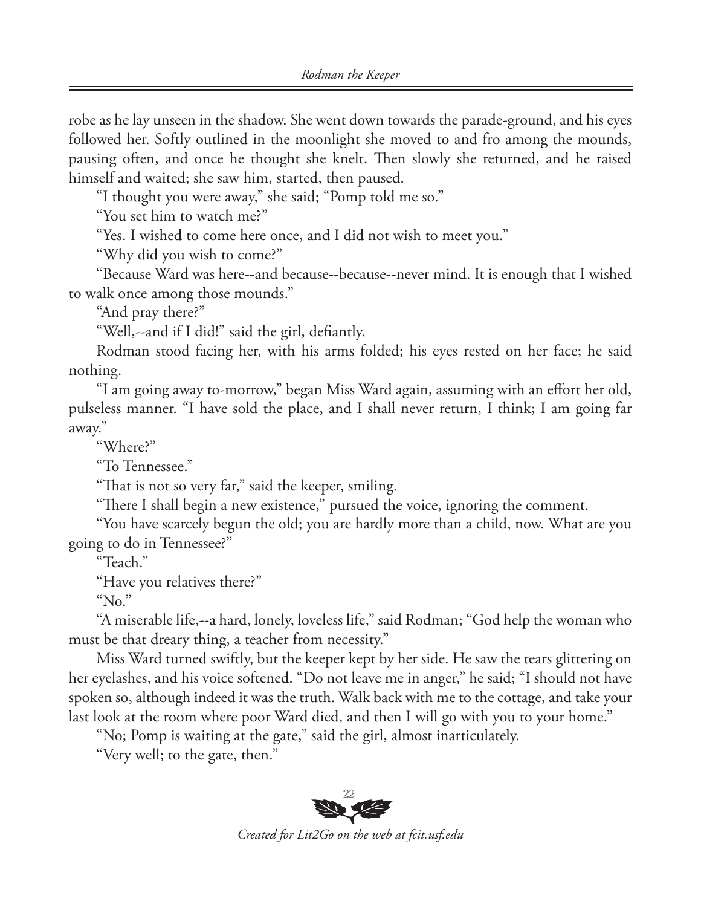robe as he lay unseen in the shadow. She went down towards the parade-ground, and his eyes followed her. Softly outlined in the moonlight she moved to and fro among the mounds, pausing often, and once he thought she knelt. Then slowly she returned, and he raised himself and waited; she saw him, started, then paused.

"I thought you were away," she said; "Pomp told me so."

"You set him to watch me?"

"Yes. I wished to come here once, and I did not wish to meet you."

"Why did you wish to come?"

"Because Ward was here--and because--because--never mind. It is enough that I wished to walk once among those mounds."

"And pray there?"

"Well,--and if I did!" said the girl, defiantly.

Rodman stood facing her, with his arms folded; his eyes rested on her face; he said nothing.

"I am going away to-morrow," began Miss Ward again, assuming with an effort her old, pulseless manner. "I have sold the place, and I shall never return, I think; I am going far away."

"Where?"

"To Tennessee."

"That is not so very far," said the keeper, smiling.

"There I shall begin a new existence," pursued the voice, ignoring the comment.

"You have scarcely begun the old; you are hardly more than a child, now. What are you going to do in Tennessee?"

"Teach."

"Have you relatives there?"

"No."

"A miserable life,--a hard, lonely, loveless life," said Rodman; "God help the woman who must be that dreary thing, a teacher from necessity."

Miss Ward turned swiftly, but the keeper kept by her side. He saw the tears glittering on her eyelashes, and his voice softened. "Do not leave me in anger," he said; "I should not have spoken so, although indeed it was the truth. Walk back with me to the cottage, and take your last look at the room where poor Ward died, and then I will go with you to your home."

"No; Pomp is waiting at the gate," said the girl, almost inarticulately.

"Very well; to the gate, then."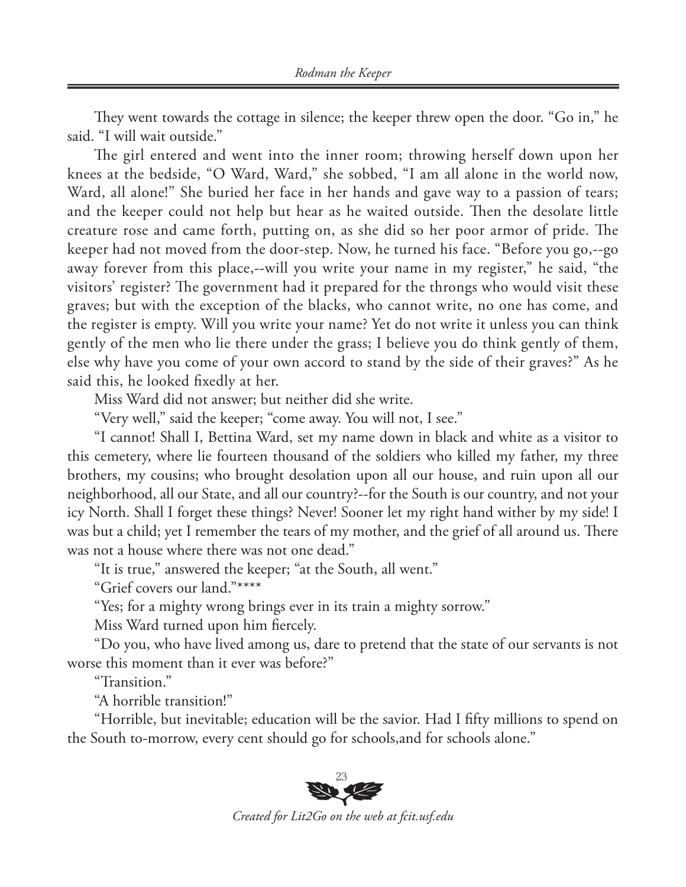They went towards the cottage in silence; the keeper threw open the door. "Go in," he said. "I will wait outside."

The girl entered and went into the inner room; throwing herself down upon her knees at the bedside, "O Ward, Ward," she sobbed, "I am all alone in the world now, Ward, all alone!" She buried her face in her hands and gave way to a passion of tears; and the keeper could not help but hear as he waited outside. Then the desolate little creature rose and came forth, putting on, as she did so her poor armor of pride. The keeper had not moved from the door-step. Now, he turned his face. "Before you go,--go away forever from this place,--will you write your name in my register," he said, "the visitors' register? The government had it prepared for the throngs who would visit these graves; but with the exception of the blacks, who cannot write, no one has come, and the register is empty. Will you write your name? Yet do not write it unless you can think gently of the men who lie there under the grass; I believe you do think gently of them, else why have you come of your own accord to stand by the side of their graves?" As he said this, he looked fixedly at her.

Miss Ward did not answer; but neither did she write.

"Very well," said the keeper; "come away. You will not, I see."

"I cannot! Shall I, Bettina Ward, set my name down in black and white as a visitor to this cemetery, where lie fourteen thousand of the soldiers who killed my father, my three brothers, my cousins; who brought desolation upon all our house, and ruin upon all our neighborhood, all our State, and all our country?--for the South is our country, and not your icy North. Shall I forget these things? Never! Sooner let my right hand wither by my side! I was but a child; yet I remember the tears of my mother, and the grief of all around us. There was not a house where there was not one dead."

"It is true," answered the keeper; "at the South, all went."

"Grief covers our land."****

"Yes; for a mighty wrong brings ever in its train a mighty sorrow."

Miss Ward turned upon him fiercely.

"Do you, who have lived among us, dare to pretend that the state of our servants is not worse this moment than it ever was before?"

"Transition."

"A horrible transition!"

"Horrible, but inevitable; education will be the savior. Had I fifty millions to spend on the South to-morrow, every cent should go for schools,and for schools alone."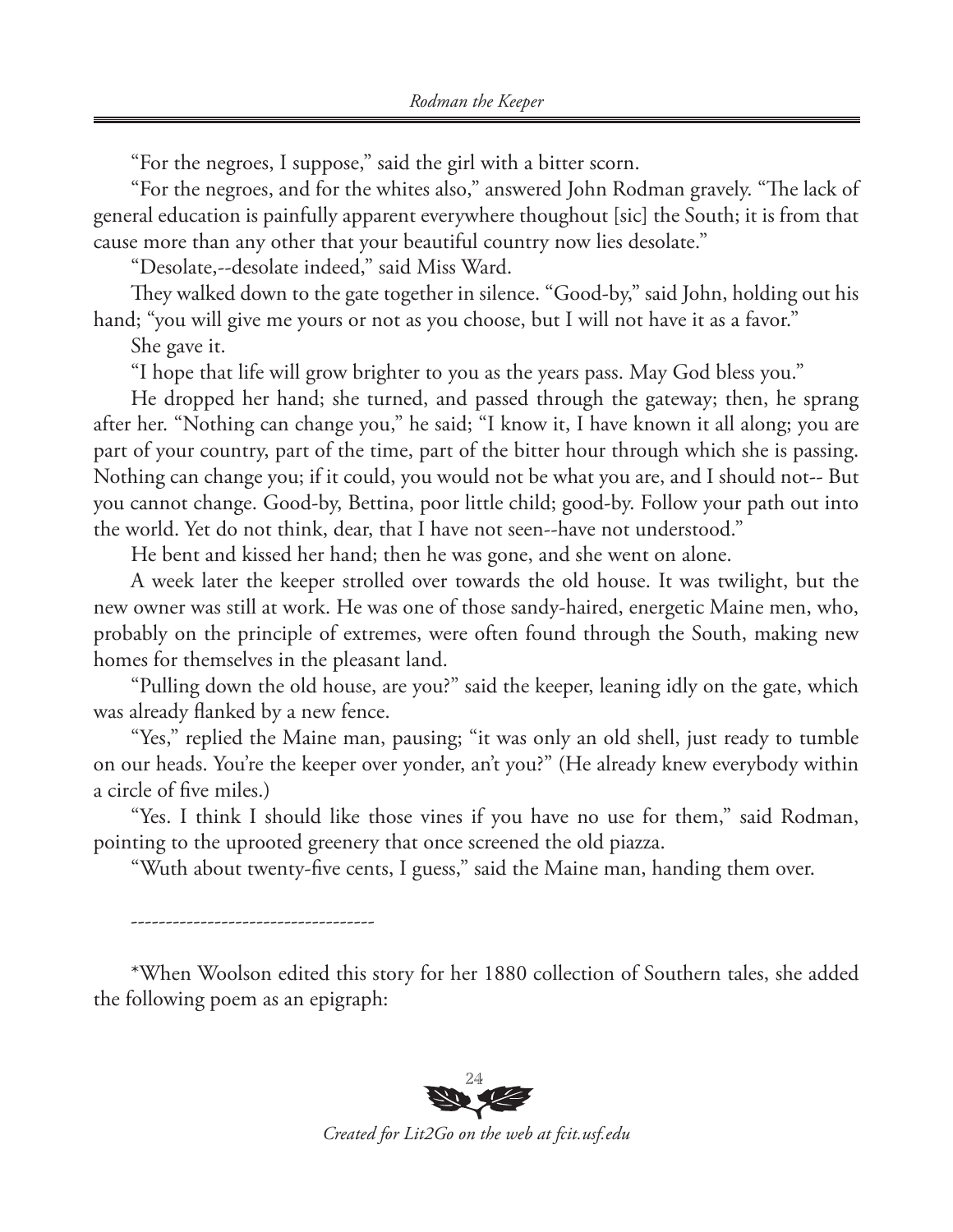"For the negroes, I suppose," said the girl with a bitter scorn.

"For the negroes, and for the whites also," answered John Rodman gravely. "The lack of general education is painfully apparent everywhere thoughout [sic] the South; it is from that cause more than any other that your beautiful country now lies desolate."

"Desolate,--desolate indeed," said Miss Ward.

They walked down to the gate together in silence. "Good-by," said John, holding out his hand; "you will give me yours or not as you choose, but I will not have it as a favor."

She gave it.

"I hope that life will grow brighter to you as the years pass. May God bless you."

He dropped her hand; she turned, and passed through the gateway; then, he sprang after her. "Nothing can change you," he said; "I know it, I have known it all along; you are part of your country, part of the time, part of the bitter hour through which she is passing. Nothing can change you; if it could, you would not be what you are, and I should not-- But you cannot change. Good-by, Bettina, poor little child; good-by. Follow your path out into the world. Yet do not think, dear, that I have not seen--have not understood."

He bent and kissed her hand; then he was gone, and she went on alone.

A week later the keeper strolled over towards the old house. It was twilight, but the new owner was still at work. He was one of those sandy-haired, energetic Maine men, who, probably on the principle of extremes, were often found through the South, making new homes for themselves in the pleasant land.

"Pulling down the old house, are you?" said the keeper, leaning idly on the gate, which was already flanked by a new fence.

"Yes," replied the Maine man, pausing; "it was only an old shell, just ready to tumble on our heads. You're the keeper over yonder, an't you?" (He already knew everybody within a circle of five miles.)

"Yes. I think I should like those vines if you have no use for them," said Rodman, pointing to the uprooted greenery that once screened the old piazza.

"Wuth about twenty-five cents, I guess," said the Maine man, handing them over.

----------------------------------

*When Woolson edited this story for her 1880 collection of Southern tales, she added the following poem as an epigraph: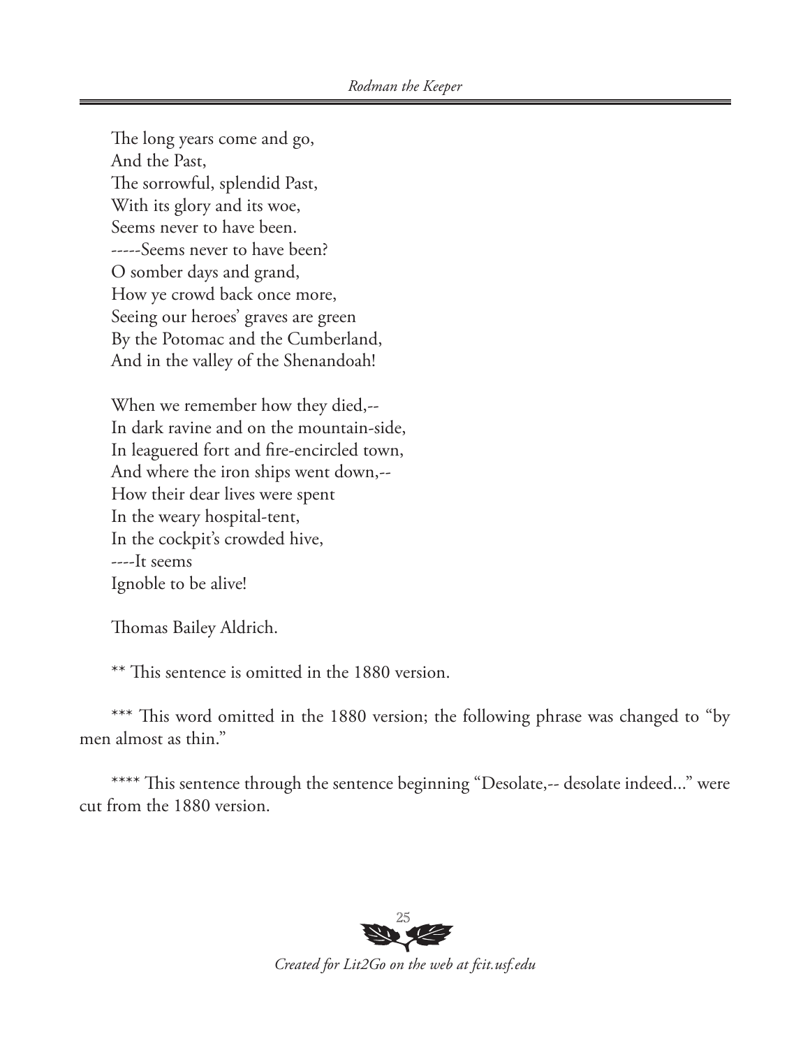The long years come and go,  
And the Past,  
The sorrowful, splendid Past,  
With its glory and its woe,  
Seems never to have been.  
-----Seems never to have been?  
O somber days and grand,  
How ye crowd back once more,  
Seeing our heroes' graves are green  
By the Potomac and the Cumberland,  
And in the valley of the Shenandoah!

When we remember how they died,--  
In dark ravine and on the mountain-side,  
In leaguered fort and fire-encircled town,  
And where the iron ships went down,--  
How their dear lives were spent  
In the weary hospital-tent,  
In the cockpit's crowded hive,  
----It seems  
Ignoble to be alive!

Thomas Bailey Aldrich.

** This sentence is omitted in the 1880 version.

*** This word omitted in the 1880 version; the following phrase was changed to "by men almost as thin."

**** This sentence through the sentence beginning "Desolate,-- desolate indeed..." were cut from the 1880 version.